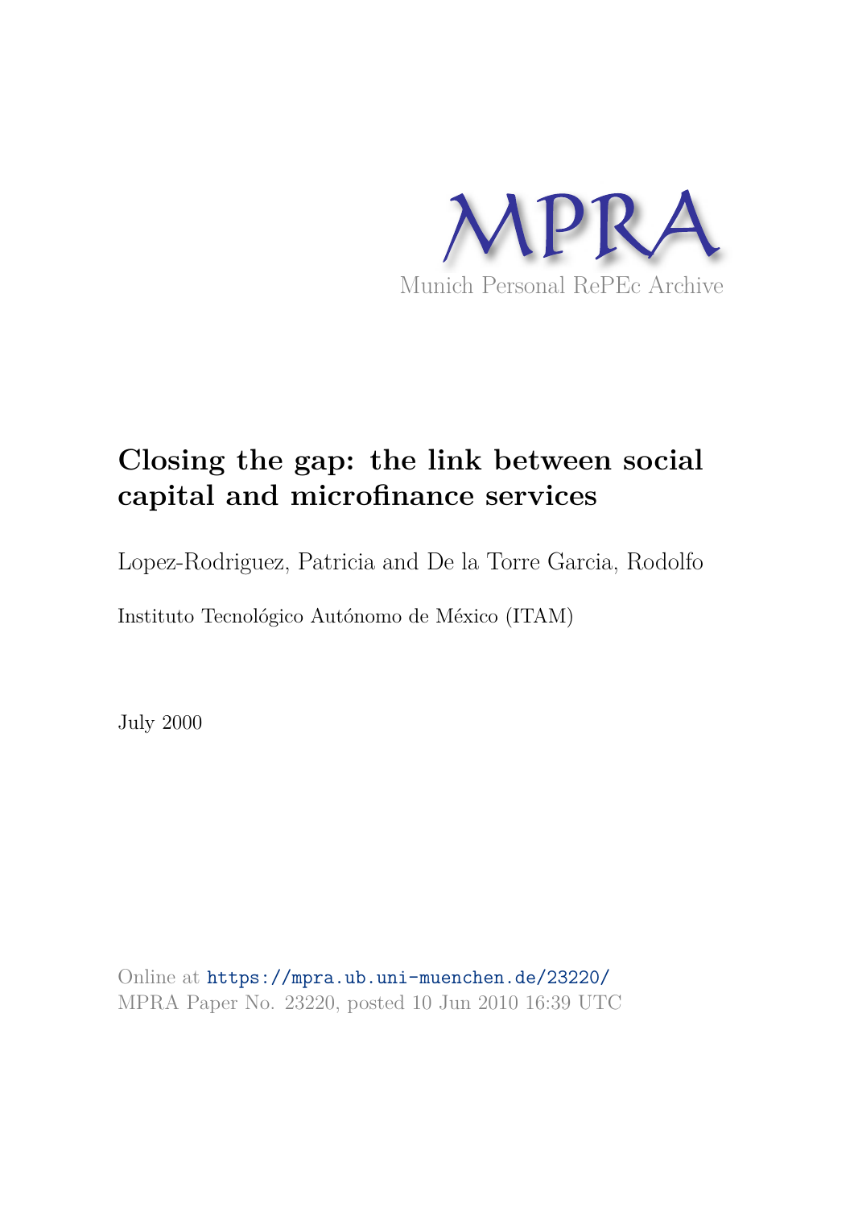MPRA

Munich Personal RePEc Archive

# Closing the gap: the link between social capital and microfinance services

Lopez-Rodriguez, Patricia and De la Torre Garcia, Rodolfo

Instituto Tecnológico Autónomo de México (ITAM)

July 2000

Online at https://mpra.ub.uni-muenchen.de/23220/
MPRA Paper No. 23220, posted 10 Jun 2010 16:39 UTC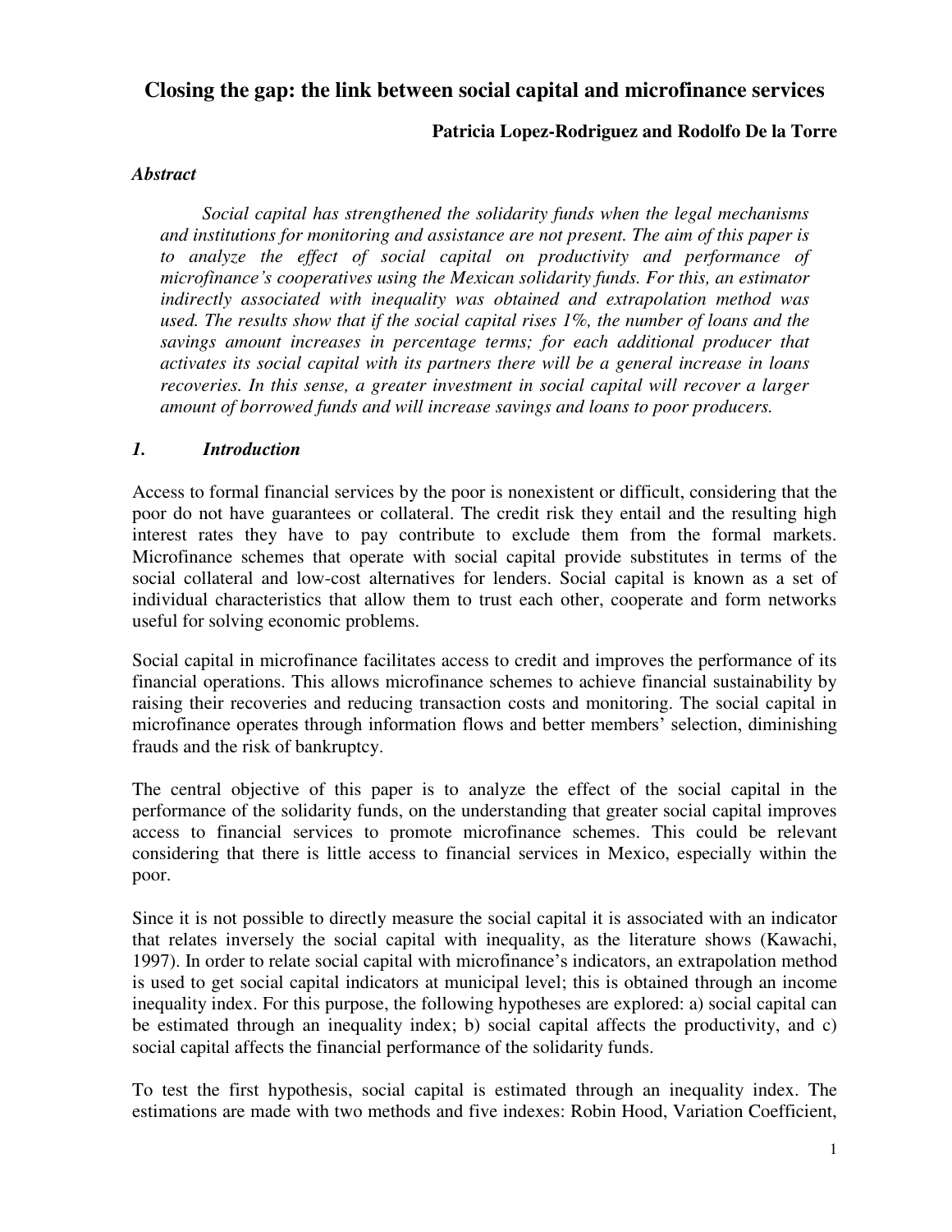# Closing the gap: the link between social capital and microfinance services

**Patricia Lopez-Rodriguez and Rodolfo De la Torre**

### *Abstract*

*Social capital has strengthened the solidarity funds when the legal mechanisms and institutions for monitoring and assistance are not present. The aim of this paper is to analyze the effect of social capital on productivity and performance of microfinance's cooperatives using the Mexican solidarity funds. For this, an estimator indirectly associated with inequality was obtained and extrapolation method was used. The results show that if the social capital rises 1%, the number of loans and the savings amount increases in percentage terms; for each additional producer that activates its social capital with its partners there will be a general increase in loans recoveries. In this sense, a greater investment in social capital will recover a larger amount of borrowed funds and will increase savings and loans to poor producers.*

## *1. Introduction*

Access to formal financial services by the poor is nonexistent or difficult, considering that the poor do not have guarantees or collateral. The credit risk they entail and the resulting high interest rates they have to pay contribute to exclude them from the formal markets. Microfinance schemes that operate with social capital provide substitutes in terms of the social collateral and low-cost alternatives for lenders. Social capital is known as a set of individual characteristics that allow them to trust each other, cooperate and form networks useful for solving economic problems.

Social capital in microfinance facilitates access to credit and improves the performance of its financial operations. This allows microfinance schemes to achieve financial sustainability by raising their recoveries and reducing transaction costs and monitoring. The social capital in microfinance operates through information flows and better members' selection, diminishing frauds and the risk of bankruptcy.

The central objective of this paper is to analyze the effect of the social capital in the performance of the solidarity funds, on the understanding that greater social capital improves access to financial services to promote microfinance schemes. This could be relevant considering that there is little access to financial services in Mexico, especially within the poor.

Since it is not possible to directly measure the social capital it is associated with an indicator that relates inversely the social capital with inequality, as the literature shows (Kawachi, 1997). In order to relate social capital with microfinance's indicators, an extrapolation method is used to get social capital indicators at municipal level; this is obtained through an income inequality index. For this purpose, the following hypotheses are explored: a) social capital can be estimated through an inequality index; b) social capital affects the productivity, and c) social capital affects the financial performance of the solidarity funds.

To test the first hypothesis, social capital is estimated through an inequality index. The estimations are made with two methods and five indexes: Robin Hood, Variation Coefficient,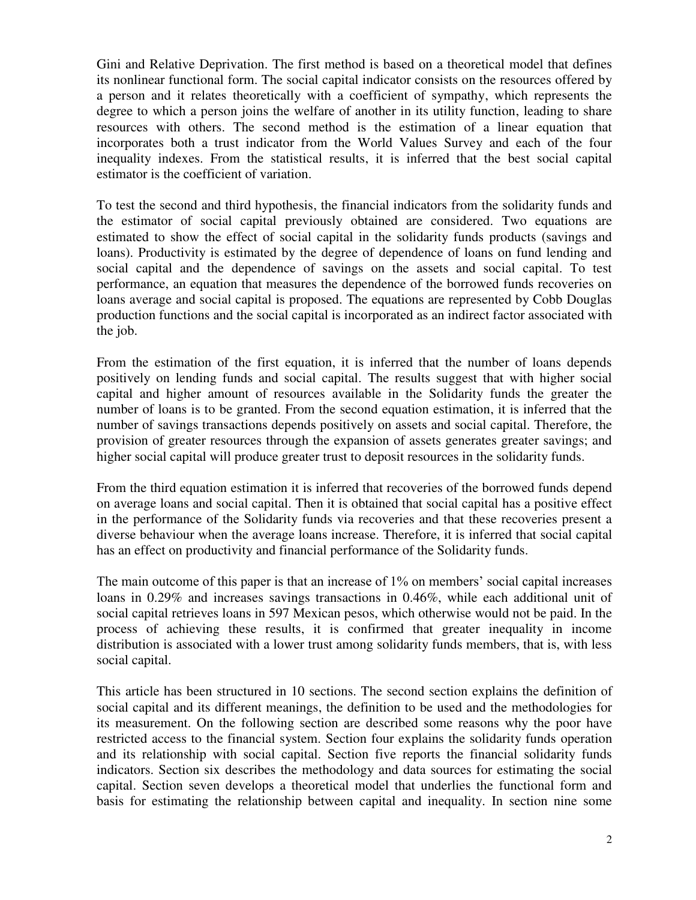Gini and Relative Deprivation. The first method is based on a theoretical model that defines its nonlinear functional form. The social capital indicator consists on the resources offered by a person and it relates theoretically with a coefficient of sympathy, which represents the degree to which a person joins the welfare of another in its utility function, leading to share resources with others. The second method is the estimation of a linear equation that incorporates both a trust indicator from the World Values Survey and each of the four inequality indexes. From the statistical results, it is inferred that the best social capital estimator is the coefficient of variation.

To test the second and third hypothesis, the financial indicators from the solidarity funds and the estimator of social capital previously obtained are considered. Two equations are estimated to show the effect of social capital in the solidarity funds products (savings and loans). Productivity is estimated by the degree of dependence of loans on fund lending and social capital and the dependence of savings on the assets and social capital. To test performance, an equation that measures the dependence of the borrowed funds recoveries on loans average and social capital is proposed. The equations are represented by Cobb Douglas production functions and the social capital is incorporated as an indirect factor associated with the job.

From the estimation of the first equation, it is inferred that the number of loans depends positively on lending funds and social capital. The results suggest that with higher social capital and higher amount of resources available in the Solidarity funds the greater the number of loans is to be granted. From the second equation estimation, it is inferred that the number of savings transactions depends positively on assets and social capital. Therefore, the provision of greater resources through the expansion of assets generates greater savings; and higher social capital will produce greater trust to deposit resources in the solidarity funds.

From the third equation estimation it is inferred that recoveries of the borrowed funds depend on average loans and social capital. Then it is obtained that social capital has a positive effect in the performance of the Solidarity funds via recoveries and that these recoveries present a diverse behaviour when the average loans increase. Therefore, it is inferred that social capital has an effect on productivity and financial performance of the Solidarity funds.

The main outcome of this paper is that an increase of 1% on members' social capital increases loans in 0.29% and increases savings transactions in 0.46%, while each additional unit of social capital retrieves loans in 597 Mexican pesos, which otherwise would not be paid. In the process of achieving these results, it is confirmed that greater inequality in income distribution is associated with a lower trust among solidarity funds members, that is, with less social capital.

This article has been structured in 10 sections. The second section explains the definition of social capital and its different meanings, the definition to be used and the methodologies for its measurement. On the following section are described some reasons why the poor have restricted access to the financial system. Section four explains the solidarity funds operation and its relationship with social capital. Section five reports the financial solidarity funds indicators. Section six describes the methodology and data sources for estimating the social capital. Section seven develops a theoretical model that underlies the functional form and basis for estimating the relationship between capital and inequality. In section nine some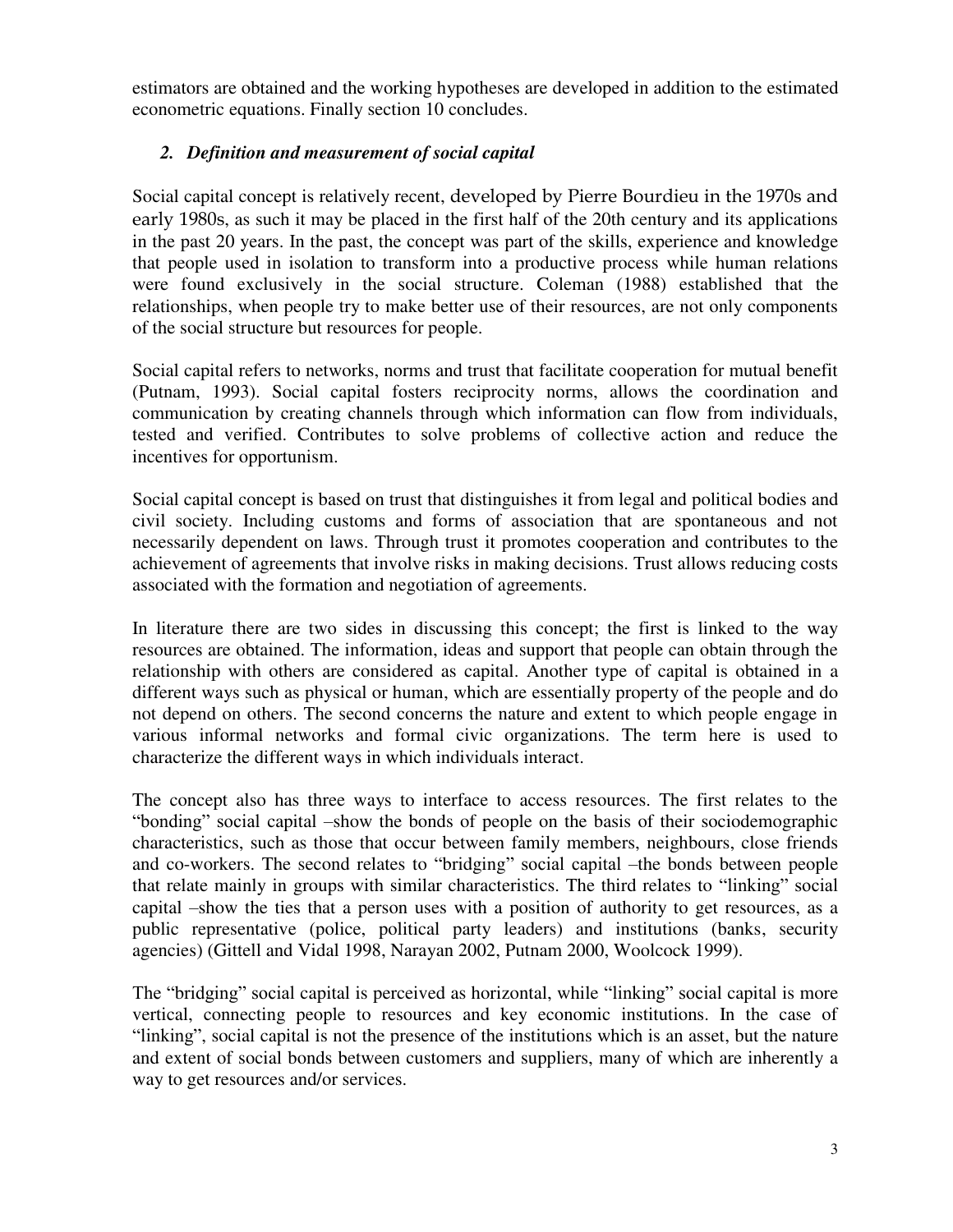estimators are obtained and the working hypotheses are developed in addition to the estimated econometric equations. Finally section 10 concludes.

## 2. *Definition and measurement of social capital*

Social capital concept is relatively recent, developed by Pierre Bourdieu in the 1970s and early 1980s, as such it may be placed in the first half of the 20th century and its applications in the past 20 years. In the past, the concept was part of the skills, experience and knowledge that people used in isolation to transform into a productive process while human relations were found exclusively in the social structure. Coleman (1988) established that the relationships, when people try to make better use of their resources, are not only components of the social structure but resources for people.

Social capital refers to networks, norms and trust that facilitate cooperation for mutual benefit (Putnam, 1993). Social capital fosters reciprocity norms, allows the coordination and communication by creating channels through which information can flow from individuals, tested and verified. Contributes to solve problems of collective action and reduce the incentives for opportunism.

Social capital concept is based on trust that distinguishes it from legal and political bodies and civil society. Including customs and forms of association that are spontaneous and not necessarily dependent on laws. Through trust it promotes cooperation and contributes to the achievement of agreements that involve risks in making decisions. Trust allows reducing costs associated with the formation and negotiation of agreements.

In literature there are two sides in discussing this concept; the first is linked to the way resources are obtained. The information, ideas and support that people can obtain through the relationship with others are considered as capital. Another type of capital is obtained in a different ways such as physical or human, which are essentially property of the people and do not depend on others. The second concerns the nature and extent to which people engage in various informal networks and formal civic organizations. The term here is used to characterize the different ways in which individuals interact.

The concept also has three ways to interface to access resources. The first relates to the "bonding" social capital –show the bonds of people on the basis of their sociodemographic characteristics, such as those that occur between family members, neighbours, close friends and co-workers. The second relates to "bridging" social capital –the bonds between people that relate mainly in groups with similar characteristics. The third relates to "linking" social capital –show the ties that a person uses with a position of authority to get resources, as a public representative (police, political party leaders) and institutions (banks, security agencies) (Gittell and Vidal 1998, Narayan 2002, Putnam 2000, Woolcock 1999).

The "bridging" social capital is perceived as horizontal, while "linking" social capital is more vertical, connecting people to resources and key economic institutions. In the case of "linking", social capital is not the presence of the institutions which is an asset, but the nature and extent of social bonds between customers and suppliers, many of which are inherently a way to get resources and/or services.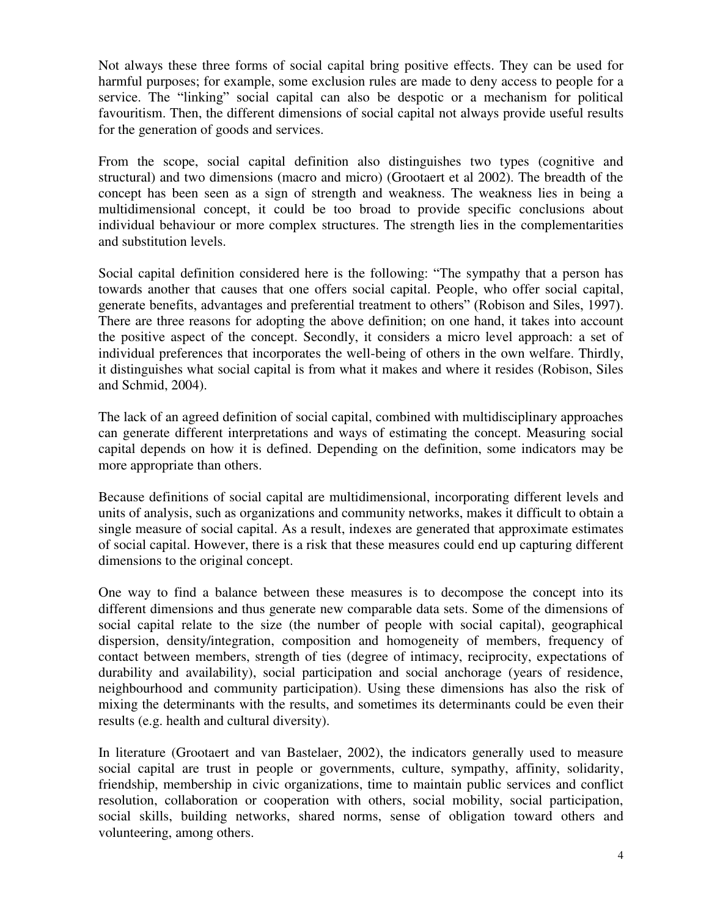Not always these three forms of social capital bring positive effects. They can be used for harmful purposes; for example, some exclusion rules are made to deny access to people for a service. The "linking" social capital can also be despotic or a mechanism for political favouritism. Then, the different dimensions of social capital not always provide useful results for the generation of goods and services.

From the scope, social capital definition also distinguishes two types (cognitive and structural) and two dimensions (macro and micro) (Grootaert et al 2002). The breadth of the concept has been seen as a sign of strength and weakness. The weakness lies in being a multidimensional concept, it could be too broad to provide specific conclusions about individual behaviour or more complex structures. The strength lies in the complementarities and substitution levels.

Social capital definition considered here is the following: "The sympathy that a person has towards another that causes that one offers social capital. People, who offer social capital, generate benefits, advantages and preferential treatment to others" (Robison and Siles, 1997). There are three reasons for adopting the above definition; on one hand, it takes into account the positive aspect of the concept. Secondly, it considers a micro level approach: a set of individual preferences that incorporates the well-being of others in the own welfare. Thirdly, it distinguishes what social capital is from what it makes and where it resides (Robison, Siles and Schmid, 2004).

The lack of an agreed definition of social capital, combined with multidisciplinary approaches can generate different interpretations and ways of estimating the concept. Measuring social capital depends on how it is defined. Depending on the definition, some indicators may be more appropriate than others.

Because definitions of social capital are multidimensional, incorporating different levels and units of analysis, such as organizations and community networks, makes it difficult to obtain a single measure of social capital. As a result, indexes are generated that approximate estimates of social capital. However, there is a risk that these measures could end up capturing different dimensions to the original concept.

One way to find a balance between these measures is to decompose the concept into its different dimensions and thus generate new comparable data sets. Some of the dimensions of social capital relate to the size (the number of people with social capital), geographical dispersion, density/integration, composition and homogeneity of members, frequency of contact between members, strength of ties (degree of intimacy, reciprocity, expectations of durability and availability), social participation and social anchorage (years of residence, neighbourhood and community participation). Using these dimensions has also the risk of mixing the determinants with the results, and sometimes its determinants could be even their results (e.g. health and cultural diversity).

In literature (Grootaert and van Bastelaer, 2002), the indicators generally used to measure social capital are trust in people or governments, culture, sympathy, affinity, solidarity, friendship, membership in civic organizations, time to maintain public services and conflict resolution, collaboration or cooperation with others, social mobility, social participation, social skills, building networks, shared norms, sense of obligation toward others and volunteering, among others.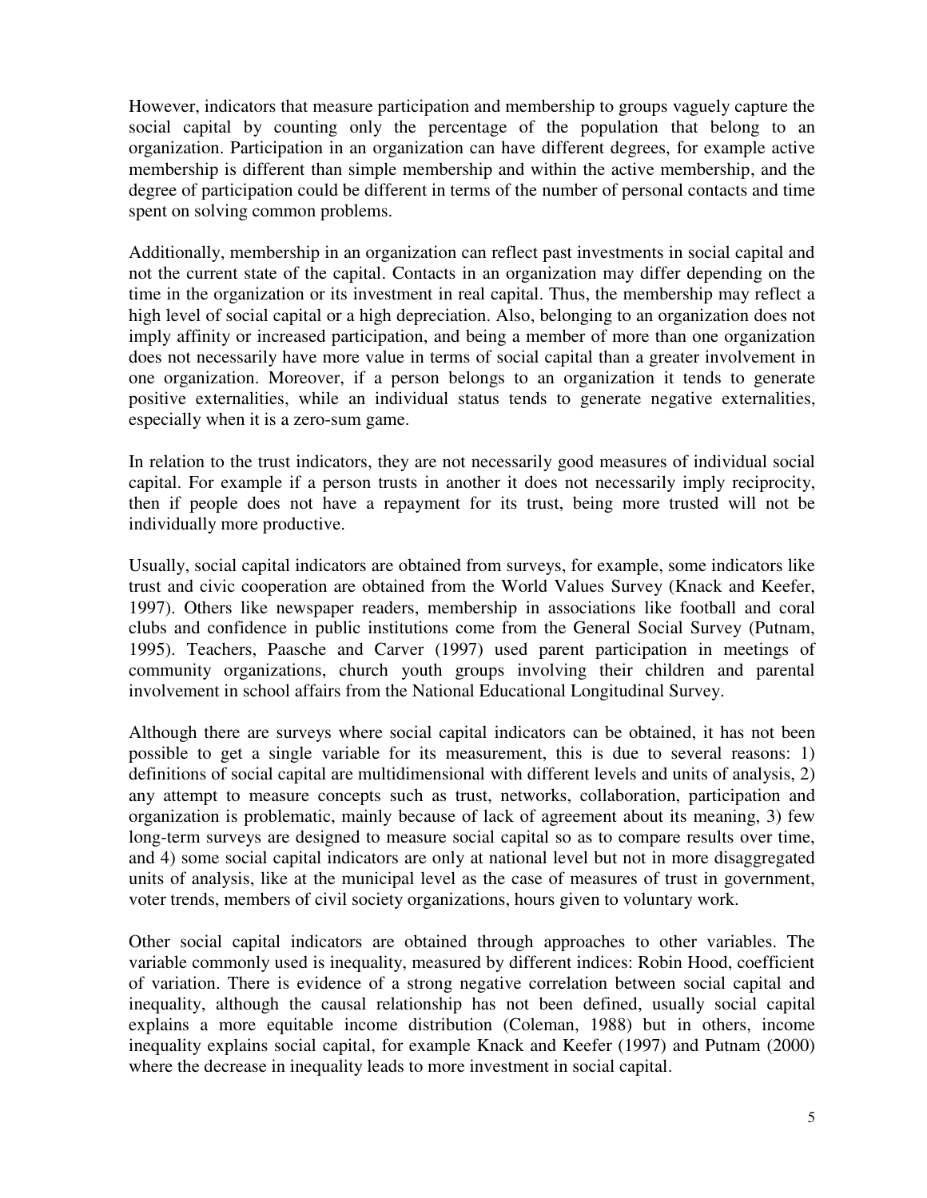However, indicators that measure participation and membership to groups vaguely capture the social capital by counting only the percentage of the population that belong to an organization. Participation in an organization can have different degrees, for example active membership is different than simple membership and within the active membership, and the degree of participation could be different in terms of the number of personal contacts and time spent on solving common problems.

Additionally, membership in an organization can reflect past investments in social capital and not the current state of the capital. Contacts in an organization may differ depending on the time in the organization or its investment in real capital. Thus, the membership may reflect a high level of social capital or a high depreciation. Also, belonging to an organization does not imply affinity or increased participation, and being a member of more than one organization does not necessarily have more value in terms of social capital than a greater involvement in one organization. Moreover, if a person belongs to an organization it tends to generate positive externalities, while an individual status tends to generate negative externalities, especially when it is a zero-sum game.

In relation to the trust indicators, they are not necessarily good measures of individual social capital. For example if a person trusts in another it does not necessarily imply reciprocity, then if people does not have a repayment for its trust, being more trusted will not be individually more productive.

Usually, social capital indicators are obtained from surveys, for example, some indicators like trust and civic cooperation are obtained from the World Values Survey (Knack and Keefer, 1997). Others like newspaper readers, membership in associations like football and coral clubs and confidence in public institutions come from the General Social Survey (Putnam, 1995). Teachers, Paasche and Carver (1997) used parent participation in meetings of community organizations, church youth groups involving their children and parental involvement in school affairs from the National Educational Longitudinal Survey.

Although there are surveys where social capital indicators can be obtained, it has not been possible to get a single variable for its measurement, this is due to several reasons: 1) definitions of social capital are multidimensional with different levels and units of analysis, 2) any attempt to measure concepts such as trust, networks, collaboration, participation and organization is problematic, mainly because of lack of agreement about its meaning, 3) few long-term surveys are designed to measure social capital so as to compare results over time, and 4) some social capital indicators are only at national level but not in more disaggregated units of analysis, like at the municipal level as the case of measures of trust in government, voter trends, members of civil society organizations, hours given to voluntary work.

Other social capital indicators are obtained through approaches to other variables. The variable commonly used is inequality, measured by different indices: Robin Hood, coefficient of variation. There is evidence of a strong negative correlation between social capital and inequality, although the causal relationship has not been defined, usually social capital explains a more equitable income distribution (Coleman, 1988) but in others, income inequality explains social capital, for example Knack and Keefer (1997) and Putnam (2000) where the decrease in inequality leads to more investment in social capital.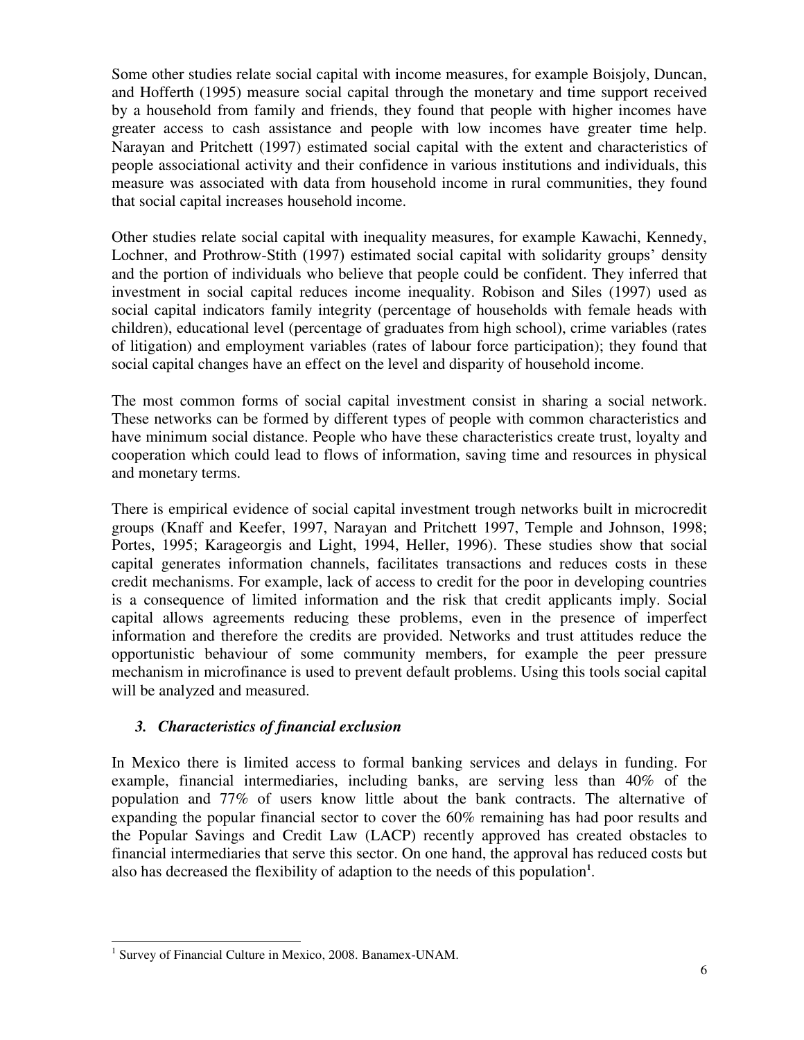Some other studies relate social capital with income measures, for example Boisjoly, Duncan, and Hofferth (1995) measure social capital through the monetary and time support received by a household from family and friends, they found that people with higher incomes have greater access to cash assistance and people with low incomes have greater time help. Narayan and Pritchett (1997) estimated social capital with the extent and characteristics of people associational activity and their confidence in various institutions and individuals, this measure was associated with data from household income in rural communities, they found that social capital increases household income.

Other studies relate social capital with inequality measures, for example Kawachi, Kennedy, Lochner, and Prothrow-Stith (1997) estimated social capital with solidarity groups' density and the portion of individuals who believe that people could be confident. They inferred that investment in social capital reduces income inequality. Robison and Siles (1997) used as social capital indicators family integrity (percentage of households with female heads with children), educational level (percentage of graduates from high school), crime variables (rates of litigation) and employment variables (rates of labour force participation); they found that social capital changes have an effect on the level and disparity of household income.

The most common forms of social capital investment consist in sharing a social network. These networks can be formed by different types of people with common characteristics and have minimum social distance. People who have these characteristics create trust, loyalty and cooperation which could lead to flows of information, saving time and resources in physical and monetary terms.

There is empirical evidence of social capital investment trough networks built in microcredit groups (Knaff and Keefer, 1997, Narayan and Pritchett 1997, Temple and Johnson, 1998; Portes, 1995; Karageorgis and Light, 1994, Heller, 1996). These studies show that social capital generates information channels, facilitates transactions and reduces costs in these credit mechanisms. For example, lack of access to credit for the poor in developing countries is a consequence of limited information and the risk that credit applicants imply. Social capital allows agreements reducing these problems, even in the presence of imperfect information and therefore the credits are provided. Networks and trust attitudes reduce the opportunistic behaviour of some community members, for example the peer pressure mechanism in microfinance is used to prevent default problems. Using this tools social capital will be analyzed and measured.

### *3. Characteristics of financial exclusion*

In Mexico there is limited access to formal banking services and delays in funding. For example, financial intermediaries, including banks, are serving less than 40% of the population and 77% of users know little about the bank contracts. The alternative of expanding the popular financial sector to cover the 60% remaining has had poor results and the Popular Savings and Credit Law (LACP) recently approved has created obstacles to financial intermediaries that serve this sector. On one hand, the approval has reduced costs but also has decreased the flexibility of adaption to the needs of this population[1].

---

[1] Survey of Financial Culture in Mexico, 2008. Banamex-UNAM.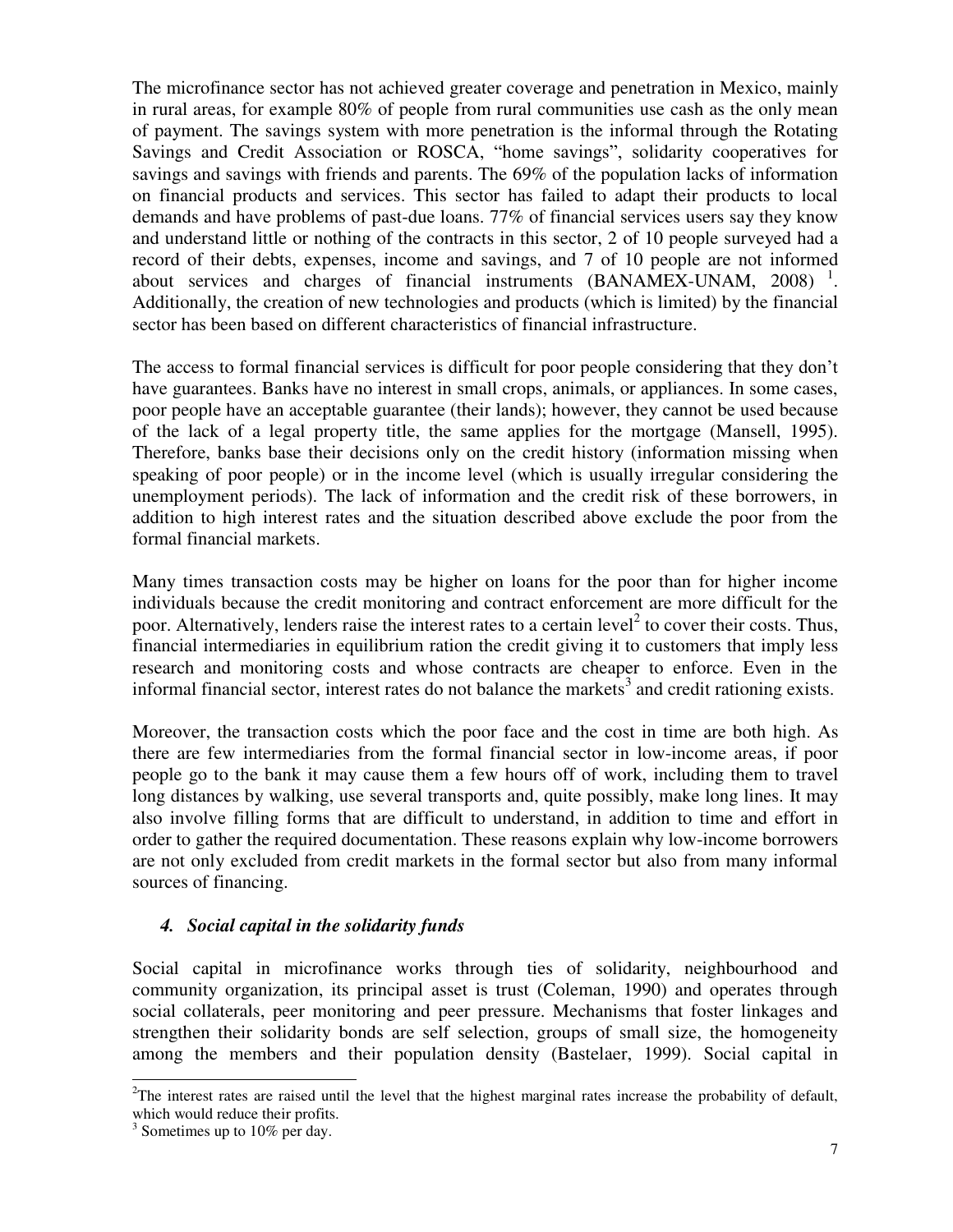The microfinance sector has not achieved greater coverage and penetration in Mexico, mainly in rural areas, for example 80% of people from rural communities use cash as the only mean of payment. The savings system with more penetration is the informal through the Rotating Savings and Credit Association or ROSCA, "home savings", solidarity cooperatives for savings and savings with friends and parents. The 69% of the population lacks of information on financial products and services. This sector has failed to adapt their products to local demands and have problems of past-due loans. 77% of financial services users say they know and understand little or nothing of the contracts in this sector, 2 of 10 people surveyed had a record of their debts, expenses, income and savings, and 7 of 10 people are not informed about services and charges of financial instruments (BANAMEX-UNAM, 2008) [1]. Additionally, the creation of new technologies and products (which is limited) by the financial sector has been based on different characteristics of financial infrastructure.

The access to formal financial services is difficult for poor people considering that they don't have guarantees. Banks have no interest in small crops, animals, or appliances. In some cases, poor people have an acceptable guarantee (their lands); however, they cannot be used because of the lack of a legal property title, the same applies for the mortgage (Mansell, 1995). Therefore, banks base their decisions only on the credit history (information missing when speaking of poor people) or in the income level (which is usually irregular considering the unemployment periods). The lack of information and the credit risk of these borrowers, in addition to high interest rates and the situation described above exclude the poor from the formal financial markets.

Many times transaction costs may be higher on loans for the poor than for higher income individuals because the credit monitoring and contract enforcement are more difficult for the poor. Alternatively, lenders raise the interest rates to a certain level[2] to cover their costs. Thus, financial intermediaries in equilibrium ration the credit giving it to customers that imply less research and monitoring costs and whose contracts are cheaper to enforce. Even in the informal financial sector, interest rates do not balance the markets[3] and credit rationing exists.

Moreover, the transaction costs which the poor face and the cost in time are both high. As there are few intermediaries from the formal financial sector in low-income areas, if poor people go to the bank it may cause them a few hours off of work, including them to travel long distances by walking, use several transports and, quite possibly, make long lines. It may also involve filling forms that are difficult to understand, in addition to time and effort in order to gather the required documentation. These reasons explain why low-income borrowers are not only excluded from credit markets in the formal sector but also from many informal sources of financing.

### *4. Social capital in the solidarity funds*

Social capital in microfinance works through ties of solidarity, neighbourhood and community organization, its principal asset is trust (Coleman, 1990) and operates through social collaterals, peer monitoring and peer pressure. Mechanisms that foster linkages and strengthen their solidarity bonds are self selection, groups of small size, the homogeneity among the members and their population density (Bastelaer, 1999). Social capital in

---

[2] The interest rates are raised until the level that the highest marginal rates increase the probability of default, which would reduce their profits.

[3] Sometimes up to 10% per day.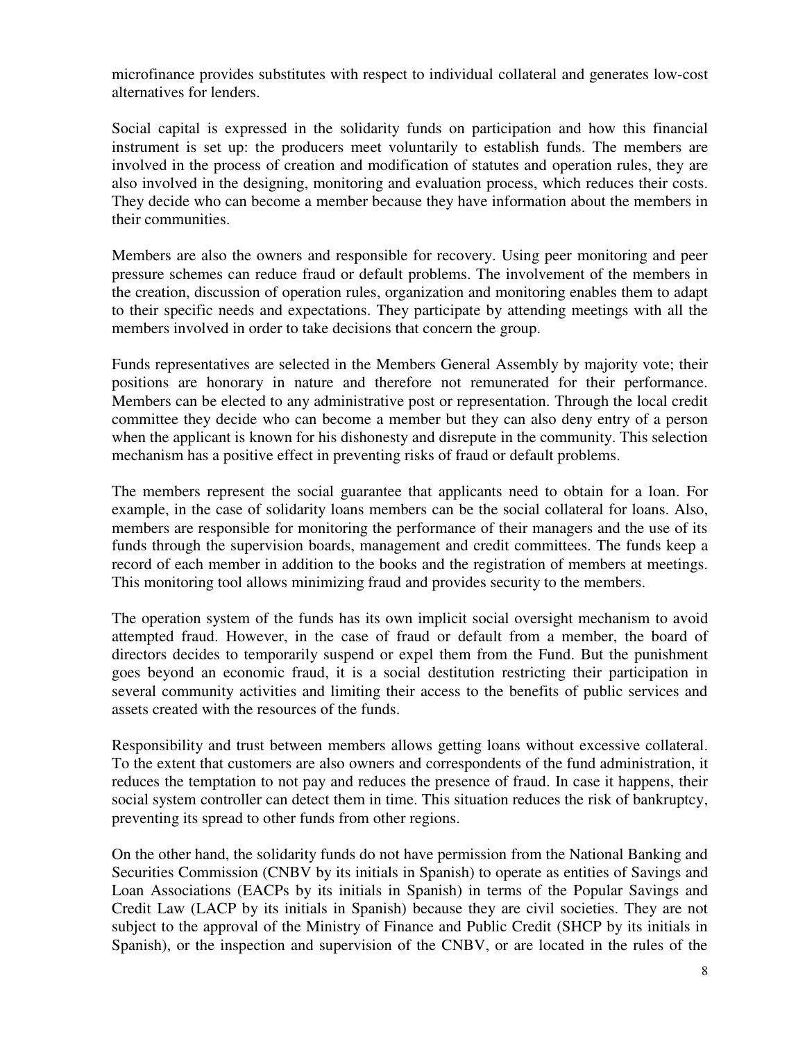microfinance provides substitutes with respect to individual collateral and generates low-cost alternatives for lenders.

Social capital is expressed in the solidarity funds on participation and how this financial instrument is set up: the producers meet voluntarily to establish funds. The members are involved in the process of creation and modification of statutes and operation rules, they are also involved in the designing, monitoring and evaluation process, which reduces their costs. They decide who can become a member because they have information about the members in their communities.

Members are also the owners and responsible for recovery. Using peer monitoring and peer pressure schemes can reduce fraud or default problems. The involvement of the members in the creation, discussion of operation rules, organization and monitoring enables them to adapt to their specific needs and expectations. They participate by attending meetings with all the members involved in order to take decisions that concern the group.

Funds representatives are selected in the Members General Assembly by majority vote; their positions are honorary in nature and therefore not remunerated for their performance. Members can be elected to any administrative post or representation. Through the local credit committee they decide who can become a member but they can also deny entry of a person when the applicant is known for his dishonesty and disrepute in the community. This selection mechanism has a positive effect in preventing risks of fraud or default problems.

The members represent the social guarantee that applicants need to obtain for a loan. For example, in the case of solidarity loans members can be the social collateral for loans. Also, members are responsible for monitoring the performance of their managers and the use of its funds through the supervision boards, management and credit committees. The funds keep a record of each member in addition to the books and the registration of members at meetings. This monitoring tool allows minimizing fraud and provides security to the members.

The operation system of the funds has its own implicit social oversight mechanism to avoid attempted fraud. However, in the case of fraud or default from a member, the board of directors decides to temporarily suspend or expel them from the Fund. But the punishment goes beyond an economic fraud, it is a social destitution restricting their participation in several community activities and limiting their access to the benefits of public services and assets created with the resources of the funds.

Responsibility and trust between members allows getting loans without excessive collateral. To the extent that customers are also owners and correspondents of the fund administration, it reduces the temptation to not pay and reduces the presence of fraud. In case it happens, their social system controller can detect them in time. This situation reduces the risk of bankruptcy, preventing its spread to other funds from other regions.

On the other hand, the solidarity funds do not have permission from the National Banking and Securities Commission (CNBV by its initials in Spanish) to operate as entities of Savings and Loan Associations (EACPs by its initials in Spanish) in terms of the Popular Savings and Credit Law (LACP by its initials in Spanish) because they are civil societies. They are not subject to the approval of the Ministry of Finance and Public Credit (SHCP by its initials in Spanish), or the inspection and supervision of the CNBV, or are located in the rules of the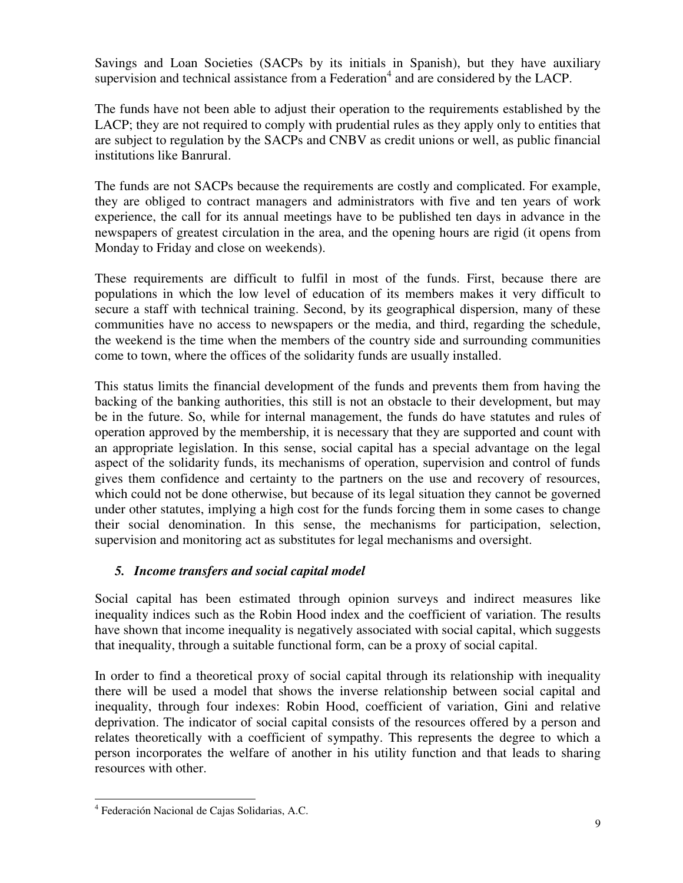Savings and Loan Societies (SACPs by its initials in Spanish), but they have auxiliary supervision and technical assistance from a Federation[4] and are considered by the LACP.

The funds have not been able to adjust their operation to the requirements established by the LACP; they are not required to comply with prudential rules as they apply only to entities that are subject to regulation by the SACPs and CNBV as credit unions or well, as public financial institutions like Banrural.

The funds are not SACPs because the requirements are costly and complicated. For example, they are obliged to contract managers and administrators with five and ten years of work experience, the call for its annual meetings have to be published ten days in advance in the newspapers of greatest circulation in the area, and the opening hours are rigid (it opens from Monday to Friday and close on weekends).

These requirements are difficult to fulfil in most of the funds. First, because there are populations in which the low level of education of its members makes it very difficult to secure a staff with technical training. Second, by its geographical dispersion, many of these communities have no access to newspapers or the media, and third, regarding the schedule, the weekend is the time when the members of the country side and surrounding communities come to town, where the offices of the solidarity funds are usually installed.

This status limits the financial development of the funds and prevents them from having the backing of the banking authorities, this still is not an obstacle to their development, but may be in the future. So, while for internal management, the funds do have statutes and rules of operation approved by the membership, it is necessary that they are supported and count with an appropriate legislation. In this sense, social capital has a special advantage on the legal aspect of the solidarity funds, its mechanisms of operation, supervision and control of funds gives them confidence and certainty to the partners on the use and recovery of resources, which could not be done otherwise, but because of its legal situation they cannot be governed under other statutes, implying a high cost for the funds forcing them in some cases to change their social denomination. In this sense, the mechanisms for participation, selection, supervision and monitoring act as substitutes for legal mechanisms and oversight.

### 5. *Income transfers and social capital model*

Social capital has been estimated through opinion surveys and indirect measures like inequality indices such as the Robin Hood index and the coefficient of variation. The results have shown that income inequality is negatively associated with social capital, which suggests that inequality, through a suitable functional form, can be a proxy of social capital.

In order to find a theoretical proxy of social capital through its relationship with inequality there will be used a model that shows the inverse relationship between social capital and inequality, through four indexes: Robin Hood, coefficient of variation, Gini and relative deprivation. The indicator of social capital consists of the resources offered by a person and relates theoretically with a coefficient of sympathy. This represents the degree to which a person incorporates the welfare of another in his utility function and that leads to sharing resources with other.

---

[4] Federación Nacional de Cajas Solidarias, A.C.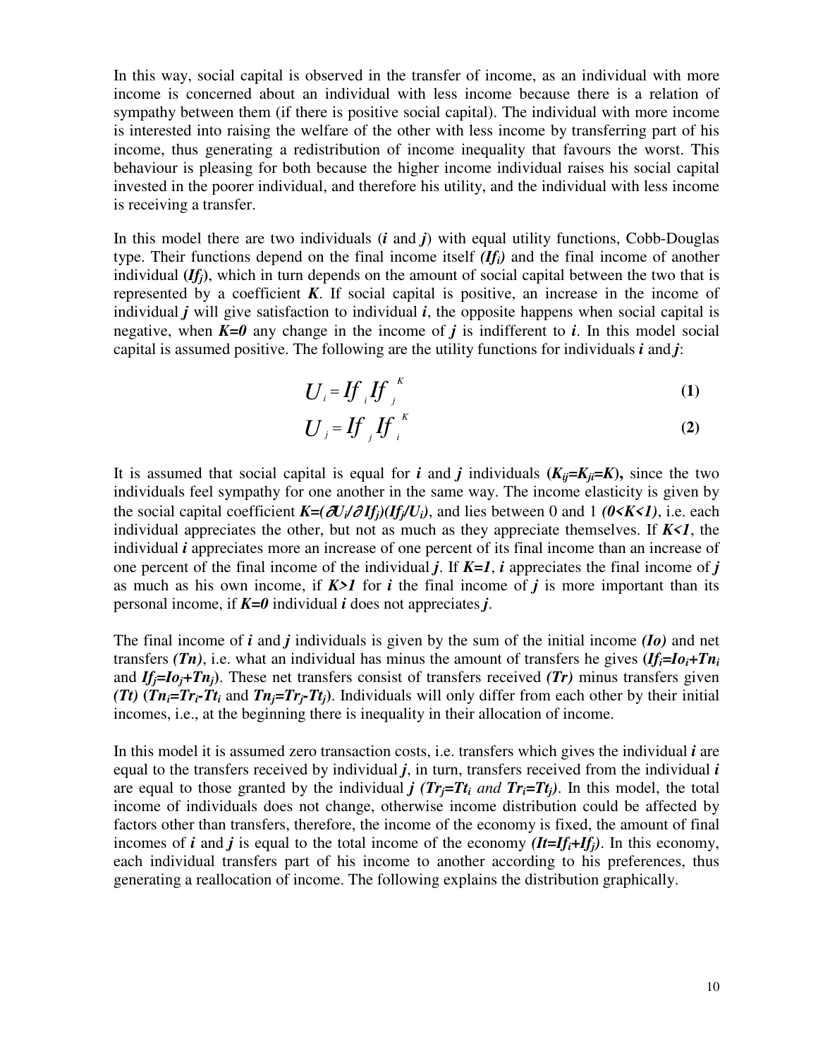In this way, social capital is observed in the transfer of income, as an individual with more income is concerned about an individual with less income because there is a relation of sympathy between them (if there is positive social capital). The individual with more income is interested into raising the welfare of the other with less income by transferring part of his income, thus generating a redistribution of income inequality that favours the worst. This behaviour is pleasing for both because the higher income individual raises his social capital invested in the poorer individual, and therefore his utility, and the individual with less income is receiving a transfer.

In this model there are two individuals (***i*** and ***j***) with equal utility functions, Cobb-Douglas type. Their functions depend on the final income itself ($If_i$) and the final income of another individual ($If_j$), which in turn depends on the amount of social capital between the two that is represented by a coefficient $K$. If social capital is positive, an increase in the income of individual ***j*** will give satisfaction to individual ***i***, the opposite happens when social capital is negative, when $K=0$ any change in the income of ***j*** is indifferent to ***i***. In this model social capital is assumed positive. The following are the utility functions for individuals ***i*** and ***j***:

$$U_i = If_i \, If_j^{\,K} \tag{1}$$

$$U_j = If_j \, If_i^{\,K} \tag{2}$$

It is assumed that social capital is equal for ***i*** and ***j*** individuals ($K_{ij}=K_{ji}=K$), since the two individuals feel sympathy for one another in the same way. The income elasticity is given by the social capital coefficient $K=(\partial U_i/\partial If_j)(If_j/U_i)$, and lies between 0 and 1 ($0<K<1$), i.e. each individual appreciates the other, but not as much as they appreciate themselves. If $K<1$, the individual ***i*** appreciates more an increase of one percent of its final income than an increase of one percent of the final income of the individual ***j***. If $K=1$, ***i*** appreciates the final income of ***j*** as much as his own income, if $K>1$ for ***i*** the final income of ***j*** is more important than its personal income, if $K=0$ individual ***i*** does not appreciates ***j***.

The final income of ***i*** and ***j*** individuals is given by the sum of the initial income ($Io$) and net transfers ($Tn$), i.e. what an individual has minus the amount of transfers he gives ($If_i=Io_i+Tn_i$ and $If_j=Io_j+Tn_j$). These net transfers consist of transfers received ($Tr$) minus transfers given ($Tt$) ($Tn_i=Tr_i-Tt_i$ and $Tn_j=Tr_j-Tt_j$). Individuals will only differ from each other by their initial incomes, i.e., at the beginning there is inequality in their allocation of income.

In this model it is assumed zero transaction costs, i.e. transfers which gives the individual ***i*** are equal to the transfers received by individual ***j***, in turn, transfers received from the individual ***i*** are equal to those granted by the individual ***j*** ($Tr_j=Tt_i$ *and* $Tr_i=Tt_j$). In this model, the total income of individuals does not change, otherwise income distribution could be affected by factors other than transfers, therefore, the income of the economy is fixed, the amount of final incomes of ***i*** and ***j*** is equal to the total income of the economy ($It=If_i+If_j$). In this economy, each individual transfers part of his income to another according to his preferences, thus generating a reallocation of income. The following explains the distribution graphically.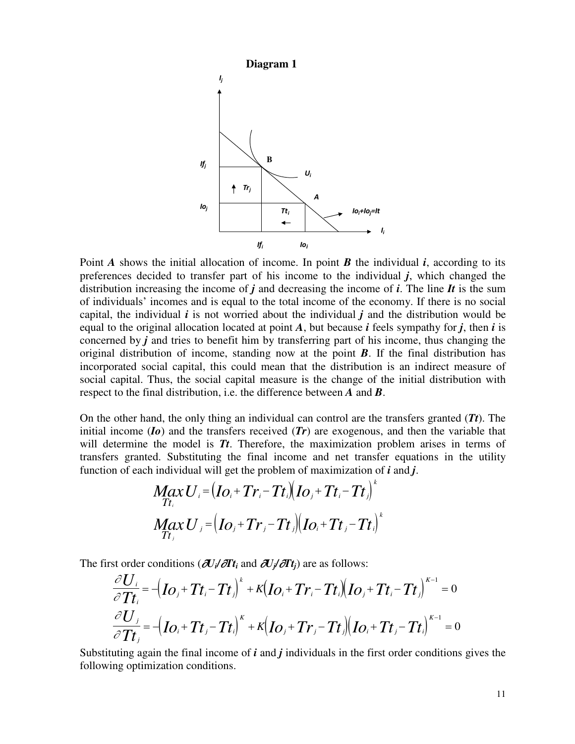**Diagram 1**

Point ***A*** shows the initial allocation of income. In point ***B*** the individual ***i***, according to its preferences decided to transfer part of his income to the individual ***j***, which changed the distribution increasing the income of ***j*** and decreasing the income of ***i***. The line ***It*** is the sum of individuals' incomes and is equal to the total income of the economy. If there is no social capital, the individual ***i*** is not worried about the individual ***j*** and the distribution would be equal to the original allocation located at point ***A***, but because ***i*** feels sympathy for ***j***, then ***i*** is concerned by ***j*** and tries to benefit him by transferring part of his income, thus changing the original distribution of income, standing now at the point ***B***. If the final distribution has incorporated social capital, this could mean that the distribution is an indirect measure of social capital. Thus, the social capital measure is the change of the initial distribution with respect to the final distribution, i.e. the difference between ***A*** and ***B***.

On the other hand, the only thing an individual can control are the transfers granted (***Tt***). The initial income (***Io***) and the transfers received (***Tr***) are exogenous, and then the variable that will determine the model is ***Tt***. Therefore, the maximization problem arises in terms of transfers granted. Substituting the final income and net transfer equations in the utility function of each individual will get the problem of maximization of ***i*** and ***j***.

$$\underset{Tt_i}{Max}\, U_i = \left(Io_i + Tr_i - Tt_i\right)\left(Io_j + Tt_i - Tt_j\right)^k$$

$$\underset{Tt_j}{Max}\, U_j = \left(Io_j + Tr_j - Tt_j\right)\left(Io_i + Tt_j - Tt_i\right)^k$$

The first order conditions ($\partial U_i/\partial Tt_i$ and $\partial U_j/\partial Tt_j$) are as follows:

$$\frac{\partial U_i}{\partial Tt_i} = -\left(Io_j + Tt_i - Tt_j\right)^k + K\left(Io_i + Tr_i - Tt_i\right)\left(Io_j + Tt_i - Tt_j\right)^{K-1} = 0$$

$$\frac{\partial U_j}{\partial Tt_j} = -\left(Io_i + Tt_j - Tt_i\right)^K + K\left(Io_j + Tr_j - Tt_j\right)\left(Io_i + Tt_j - Tt_i\right)^{K-1} = 0$$

Substituting again the final income of ***i*** and ***j*** individuals in the first order conditions gives the following optimization conditions.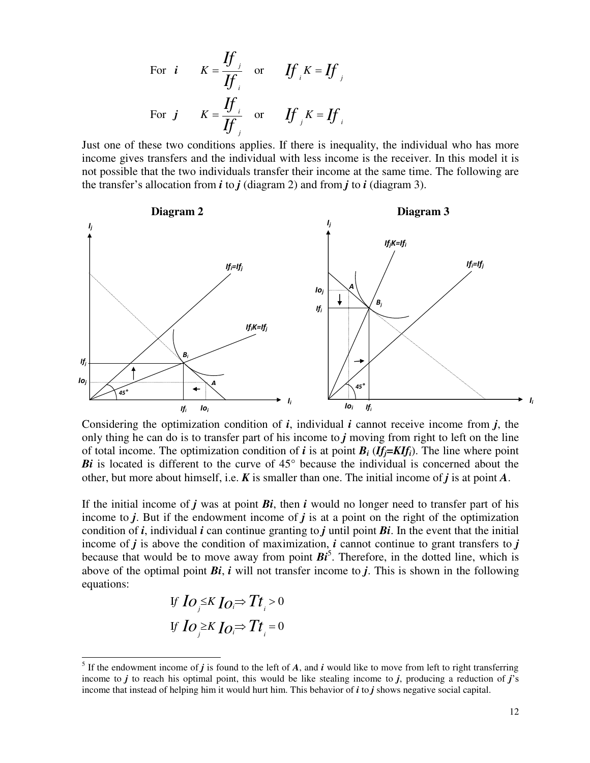$$\text{For } \boldsymbol{i} \qquad K = \frac{If_j}{If_i} \quad \text{or} \quad If_i K = If_j$$

$$\text{For } \boldsymbol{j} \qquad K = \frac{If_i}{If_j} \quad \text{or} \quad If_j K = If_i$$

Just one of these two conditions applies. If there is inequality, the individual who has more income gives transfers and the individual with less income is the receiver. In this model it is not possible that the two individuals transfer their income at the same time. The following are the transfer's allocation from ***i*** to ***j*** (diagram 2) and from ***j*** to ***i*** (diagram 3).

**Diagram 2**

**Diagram 3**

Considering the optimization condition of ***i***, individual ***i*** cannot receive income from ***j***, the only thing he can do is to transfer part of his income to ***j*** moving from right to left on the line of total income. The optimization condition of ***i*** is at point $B_i$ ($If_j=KIf_i$). The line where point ***Bi*** is located is different to the curve of 45° because the individual is concerned about the other, but more about himself, i.e. ***K*** is smaller than one. The initial income of ***j*** is at point ***A***.

If the initial income of ***j*** was at point ***Bi***, then ***i*** would no longer need to transfer part of his income to ***j***. But if the endowment income of ***j*** is at a point on the right of the optimization condition of ***i***, individual ***i*** can continue granting to ***j*** until point ***Bi***. In the event that the initial income of ***j*** is above the condition of maximization, ***i*** cannot continue to grant transfers to ***j*** because that would be to move away from point ***Bi***[5]. Therefore, in the dotted line, which is above of the optimal point ***Bi***, ***i*** will not transfer income to ***j***. This is shown in the following equations:

$$\text{If } Io_j \leq K\, Io_i \Rightarrow Tt_i > 0$$

$$\text{If } Io_j \geq K\, Io_i \Rightarrow Tt_i = 0$$

---

[5] If the endowment income of ***j*** is found to the left of ***A***, and ***i*** would like to move from left to right transferring income to ***j*** to reach his optimal point, this would be like stealing income to ***j***, producing a reduction of ***j***'s income that instead of helping him it would hurt him. This behavior of ***i*** to ***j*** shows negative social capital.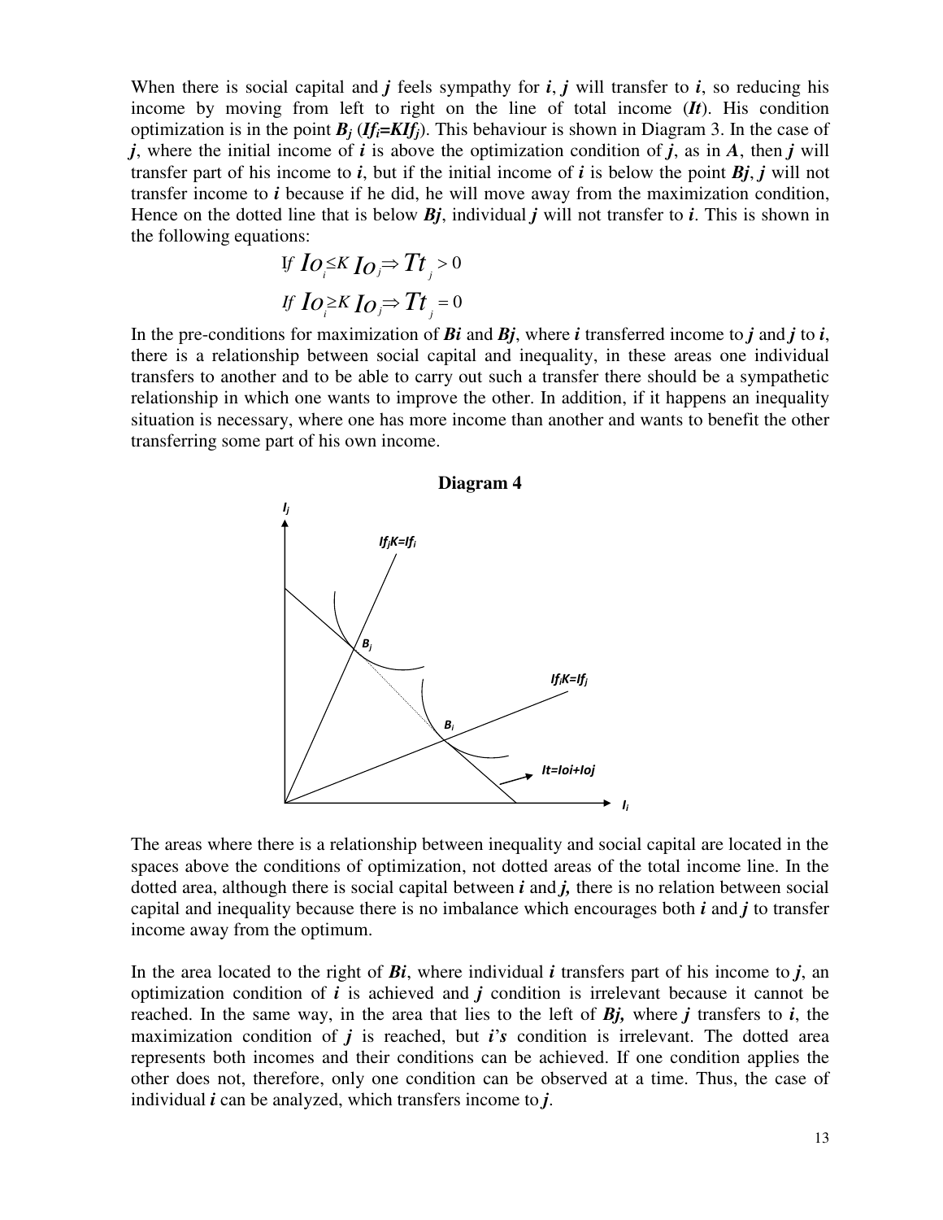When there is social capital and $j$ feels sympathy for $i$, $j$ will transfer to $i$, so reducing his income by moving from left to right on the line of total income (***It***). His condition optimization is in the point $B_j$ ($If_i = KIf_j$). This behaviour is shown in Diagram 3. In the case of $j$, where the initial income of $i$ is above the optimization condition of $j$, as in ***A***, then $j$ will transfer part of his income to $i$, but if the initial income of $i$ is below the point $Bj$, $j$ will not transfer income to $i$ because if he did, he will move away from the maximization condition, Hence on the dotted line that is below $Bj$, individual $j$ will not transfer to $i$. This is shown in the following equations:

$$\text{If } Io_i \leq K\, Io_j \Rightarrow Tt_j > 0$$

$$\text{If } Io_i \geq K\, Io_j \Rightarrow Tt_j = 0$$

In the pre-conditions for maximization of $Bi$ and $Bj$, where $i$ transferred income to $j$ and $j$ to $i$, there is a relationship between social capital and inequality, in these areas one individual transfers to another and to be able to carry out such a transfer there should be a sympathetic relationship in which one wants to improve the other. In addition, if it happens an inequality situation is necessary, where one has more income than another and wants to benefit the other transferring some part of his own income.

**Diagram 4**

The areas where there is a relationship between inequality and social capital are located in the spaces above the conditions of optimization, not dotted areas of the total income line. In the dotted area, although there is social capital between $i$ and $j$, there is no relation between social capital and inequality because there is no imbalance which encourages both $i$ and $j$ to transfer income away from the optimum.

In the area located to the right of $Bi$, where individual $i$ transfers part of his income to $j$, an optimization condition of $i$ is achieved and $j$ condition is irrelevant because it cannot be reached. In the same way, in the area that lies to the left of $Bj$, where $j$ transfers to $i$, the maximization condition of $j$ is reached, but $i$'s condition is irrelevant. The dotted area represents both incomes and their conditions can be achieved. If one condition applies the other does not, therefore, only one condition can be observed at a time. Thus, the case of individual $i$ can be analyzed, which transfers income to $j$.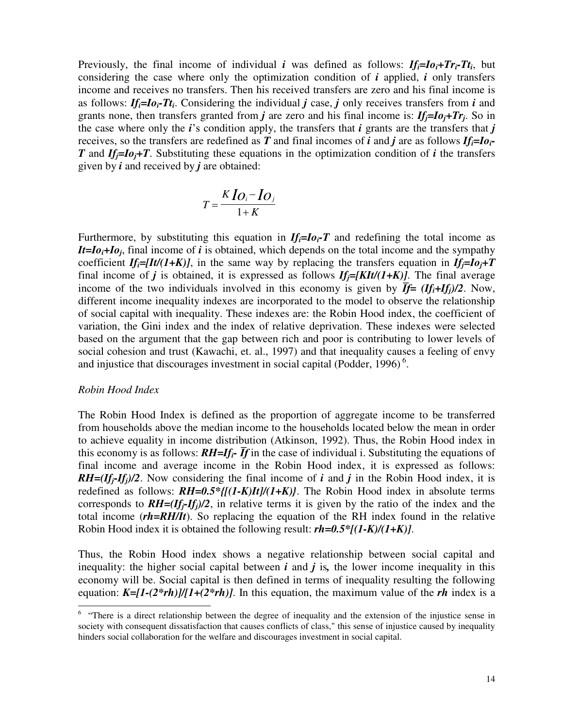Previously, the final income of individual $i$ was defined as follows: $If_i=Io_i+Tr_i-Tt_i$, but considering the case where only the optimization condition of $i$ applied, $i$ only transfers income and receives no transfers. Then his received transfers are zero and his final income is as follows: $If_i=Io_i-Tt_i$. Considering the individual $j$ case, $j$ only receives transfers from $i$ and grants none, then transfers granted from $j$ are zero and his final income is: $If_j=Io_j+Tr_j$. So in the case where only the $i$'s condition apply, the transfers that $i$ grants are the transfers that $j$ receives, so the transfers are redefined as $T$ and final incomes of $i$ and $j$ are as follows $If_i=Io_i-T$ and $If_j=Io_j+T$. Substituting these equations in the optimization condition of $i$ the transfers given by $i$ and received by $j$ are obtained:

$$T = \frac{K\,Io_i - Io_j}{1+K}$$

Furthermore, by substituting this equation in $If_i=Io_i-T$ and redefining the total income as $It=Io_i+Io_j$, final income of $i$ is obtained, which depends on the total income and the sympathy coefficient $If_i=[It/(1+K)]$, in the same way by replacing the transfers equation in $If_j=Io_j+T$ final income of $j$ is obtained, it is expressed as follows $If_j=[KIt/(1+K)]$. The final average income of the two individuals involved in this economy is given by $\overline{If}= (If_i+If_j)/2$. Now, different income inequality indexes are incorporated to the model to observe the relationship of social capital with inequality. These indexes are: the Robin Hood index, the coefficient of variation, the Gini index and the index of relative deprivation. These indexes were selected based on the argument that the gap between rich and poor is contributing to lower levels of social cohesion and trust (Kawachi, et. al., 1997) and that inequality causes a feeling of envy and injustice that discourages investment in social capital (Podder, 1996) [6].

*Robin Hood Index*

The Robin Hood Index is defined as the proportion of aggregate income to be transferred from households above the median income to the households located below the mean in order to achieve equality in income distribution (Atkinson, 1992). Thus, the Robin Hood index in this economy is as follows: $RH=If_i- \overline{If}$ in the case of individual i. Substituting the equations of final income and average income in the Robin Hood index, it is expressed as follows: $RH=(If_j-If_j)/2$. Now considering the final income of $i$ and $j$ in the Robin Hood index, it is redefined as follows: $RH=0.5*\{[(1-K)It]/(1+K)\}$. The Robin Hood index in absolute terms corresponds to $RH=(If_j-If_j)/2$, in relative terms it is given by the ratio of the index and the total income ($rh=RH/It$). So replacing the equation of the RH index found in the relative Robin Hood index it is obtained the following result: $rh=0.5*[(1-K)/(1+K)]$.

Thus, the Robin Hood index shows a negative relationship between social capital and inequality: the higher social capital between $i$ and $j$ is, the lower income inequality in this economy will be. Social capital is then defined in terms of inequality resulting the following equation: $K=[1-(2*rh)]/[1+(2*rh)]$. In this equation, the maximum value of the $rh$ index is a

[6] "There is a direct relationship between the degree of inequality and the extension of the injustice sense in society with consequent dissatisfaction that causes conflicts of class," this sense of injustice caused by inequality hinders social collaboration for the welfare and discourages investment in social capital.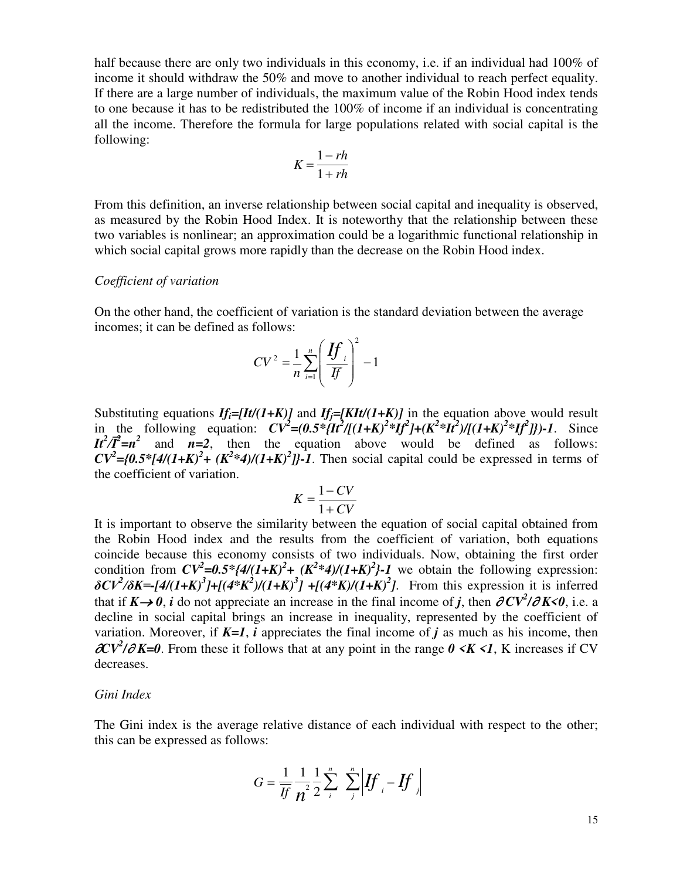half because there are only two individuals in this economy, i.e. if an individual had 100% of income it should withdraw the 50% and move to another individual to reach perfect equality. If there are a large number of individuals, the maximum value of the Robin Hood index tends to one because it has to be redistributed the 100% of income if an individual is concentrating all the income. Therefore the formula for large populations related with social capital is the following:

$$K = \frac{1 - rh}{1 + rh}$$

From this definition, an inverse relationship between social capital and inequality is observed, as measured by the Robin Hood Index. It is noteworthy that the relationship between these two variables is nonlinear; an approximation could be a logarithmic functional relationship in which social capital grows more rapidly than the decrease on the Robin Hood index.

*Coefficient of variation*

On the other hand, the coefficient of variation is the standard deviation between the average incomes; it can be defined as follows:

$$CV^2 = \frac{1}{n} \sum_{i=1}^{n} \left( \frac{If_i}{\overline{If}} \right)^2 - 1$$

Substituting equations $\boldsymbol{If_i=[It/(1+K)]}$ and $\boldsymbol{If_j=[KIt/(1+K)]}$ in the equation above would result in the following equation: $\boldsymbol{CV^2=(0.5*\{It^2/[(1+K)^2*If^2]+(K^2*It^2)/[(1+K)^2*If^2]\})-1}$. Since $\boldsymbol{It^2/\overline{I}^2=n^2}$ and $\boldsymbol{n=2}$, then the equation above would be defined as follows: $\boldsymbol{CV^2=\{0.5*[4/(1+K)^2+ (K^2*4)/(1+K)^2]\}-1}$. Then social capital could be expressed in terms of the coefficient of variation.

$$K = \frac{1 - CV}{1 + CV}$$

It is important to observe the similarity between the equation of social capital obtained from the Robin Hood index and the results from the coefficient of variation, both equations coincide because this economy consists of two individuals. Now, obtaining the first order condition from $\boldsymbol{CV^2=0.5*\{4/(1+K)^2+ (K^2*4)/(1+K)^2\}-1}$ we obtain the following expression: $\boldsymbol{\delta CV^2/\delta K=-[4/(1+K)^3]+[(4*K^2)/(1+K)^3] +[(4*K)/(1+K)^2]}$. From this expression it is inferred that if $\boldsymbol{K\rightarrow 0}$, $\boldsymbol{i}$ do not appreciate an increase in the final income of $\boldsymbol{j}$, then $\boldsymbol{\partial CV^2/\partial K<0}$, i.e. a decline in social capital brings an increase in inequality, represented by the coefficient of variation. Moreover, if $\boldsymbol{K=1}$, $\boldsymbol{i}$ appreciates the final income of $\boldsymbol{j}$ as much as his income, then $\boldsymbol{\partial CV^2/\partial K=0}$. From these it follows that at any point in the range $\boldsymbol{0 <K <1}$, K increases if CV decreases.

*Gini Index*

The Gini index is the average relative distance of each individual with respect to the other; this can be expressed as follows:

$$G = \frac{1}{\overline{If}} \frac{1}{n^2} \frac{1}{2} \sum_{i}^{n} \sum_{j}^{n} \left| If_i - If_j \right|$$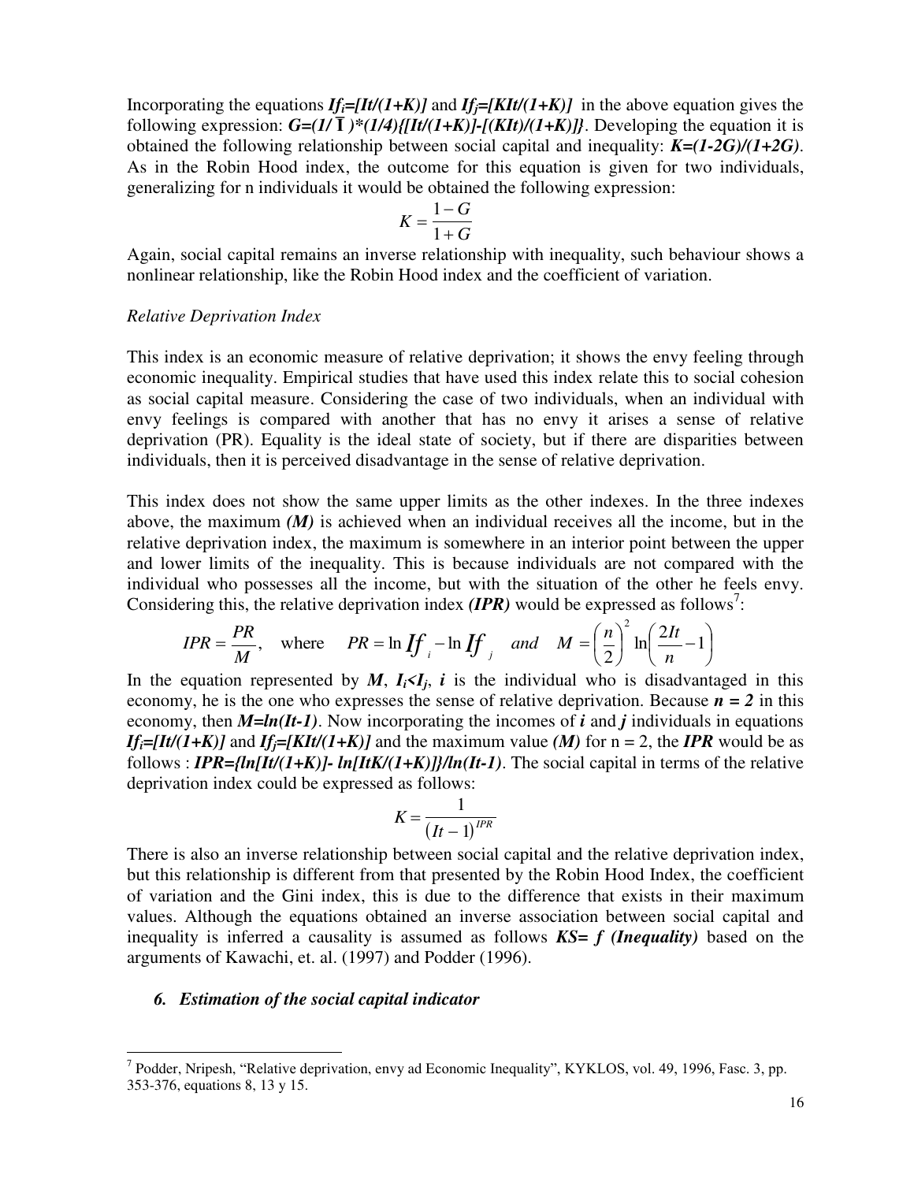Incorporating the equations ***$If_i$=[It/(1+K)]*** and ***$If_j$=[KIt/(1+K)]*** in the above equation gives the following expression: ***G=(1/ $\bar{I}$ )\*(1/4){[It/(1+K)]-[(KIt)/(1+K)]}***. Developing the equation it is obtained the following relationship between social capital and inequality: ***K=(1-2G)/(1+2G)***. As in the Robin Hood index, the outcome for this equation is given for two individuals, generalizing for n individuals it would be obtained the following expression:

$$K = \frac{1-G}{1+G}$$

Again, social capital remains an inverse relationship with inequality, such behaviour shows a nonlinear relationship, like the Robin Hood index and the coefficient of variation.

*Relative Deprivation Index*

This index is an economic measure of relative deprivation; it shows the envy feeling through economic inequality. Empirical studies that have used this index relate this to social cohesion as social capital measure. Considering the case of two individuals, when an individual with envy feelings is compared with another that has no envy it arises a sense of relative deprivation (PR). Equality is the ideal state of society, but if there are disparities between individuals, then it is perceived disadvantage in the sense of relative deprivation.

This index does not show the same upper limits as the other indexes. In the three indexes above, the maximum ***(M)*** is achieved when an individual receives all the income, but in the relative deprivation index, the maximum is somewhere in an interior point between the upper and lower limits of the inequality. This is because individuals are not compared with the individual who possesses all the income, but with the situation of the other he feels envy. Considering this, the relative deprivation index ***(IPR)*** would be expressed as follows[7]:

$$IPR = \frac{PR}{M}, \quad \text{where} \quad PR = \ln If_i - \ln If_j \quad \text{and} \quad M = \left(\frac{n}{2}\right)^2 \ln\left(\frac{2It}{n} - 1\right)$$

In the equation represented by ***M***, ***$I_i$<$I_j$***, ***i*** is the individual who is disadvantaged in this economy, he is the one who expresses the sense of relative deprivation. Because ***n = 2*** in this economy, then ***M=ln(It-1)***. Now incorporating the incomes of ***i*** and ***j*** individuals in equations ***$If_i$=[It/(1+K)]*** and ***$If_j$=[KIt/(1+K)]*** and the maximum value ***(M)*** for n = 2, the ***IPR*** would be as follows : ***IPR={ln[It/(1+K)]- ln[ItK/(1+K)]}/ln(It-1)***. The social capital in terms of the relative deprivation index could be expressed as follows:

$$K = \frac{1}{(It-1)^{IPR}}$$

There is also an inverse relationship between social capital and the relative deprivation index, but this relationship is different from that presented by the Robin Hood Index, the coefficient of variation and the Gini index, this is due to the difference that exists in their maximum values. Although the equations obtained an inverse association between social capital and inequality is inferred a causality is assumed as follows ***KS= f (Inequality)*** based on the arguments of Kawachi, et. al. (1997) and Podder (1996).

### *6. Estimation of the social capital indicator*

---

[7] Podder, Nripesh, "Relative deprivation, envy ad Economic Inequality", KYKLOS, vol. 49, 1996, Fasc. 3, pp. 353-376, equations 8, 13 y 15.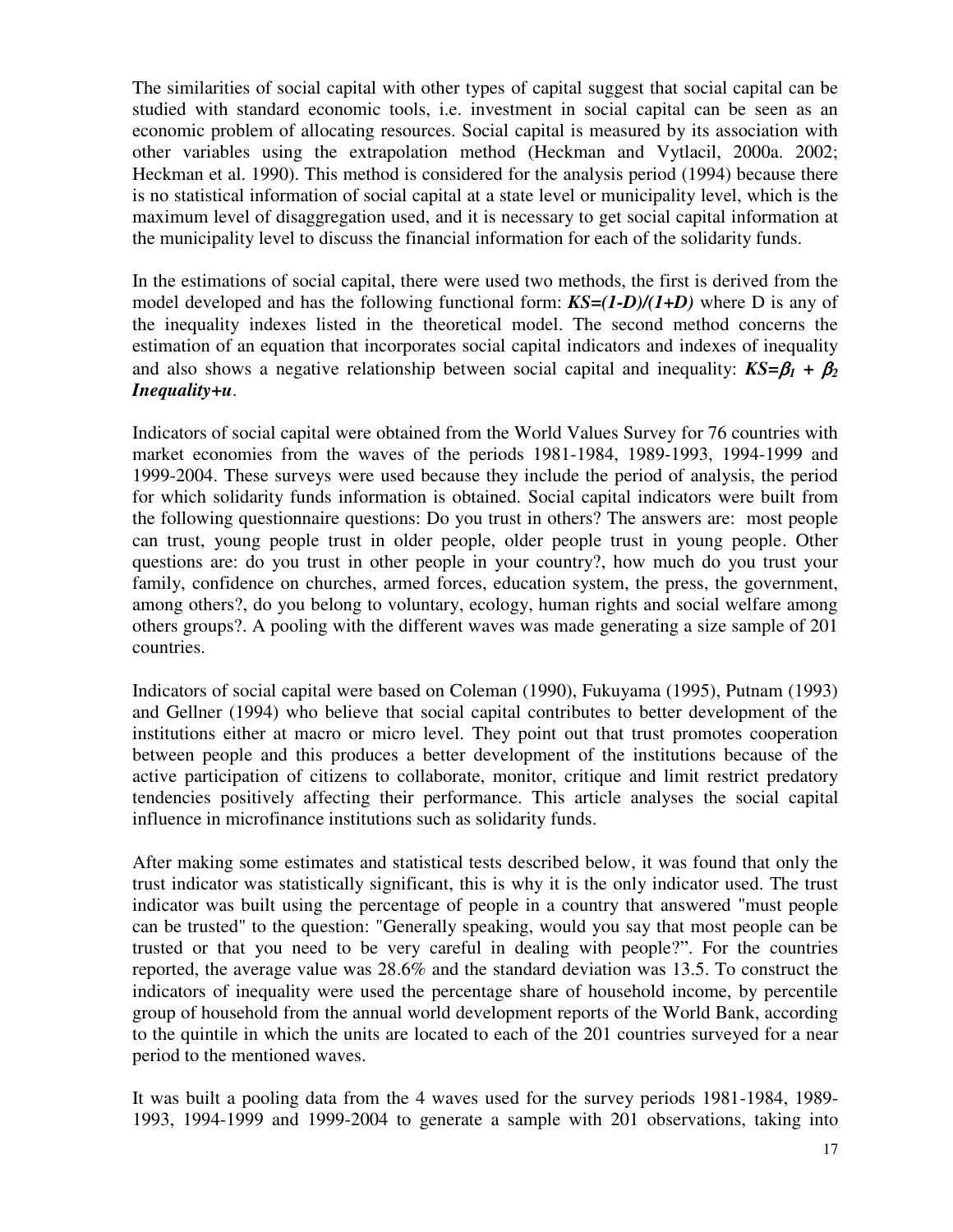The similarities of social capital with other types of capital suggest that social capital can be studied with standard economic tools, i.e. investment in social capital can be seen as an economic problem of allocating resources. Social capital is measured by its association with other variables using the extrapolation method (Heckman and Vytlacil, 2000a. 2002; Heckman et al. 1990). This method is considered for the analysis period (1994) because there is no statistical information of social capital at a state level or municipality level, which is the maximum level of disaggregation used, and it is necessary to get social capital information at the municipality level to discuss the financial information for each of the solidarity funds.

In the estimations of social capital, there were used two methods, the first is derived from the model developed and has the following functional form: $KS=(1-D)/(1+D)$ where D is any of the inequality indexes listed in the theoretical model. The second method concerns the estimation of an equation that incorporates social capital indicators and indexes of inequality and also shows a negative relationship between social capital and inequality: $KS=\beta_1 + \beta_2\ Inequality+u$.

Indicators of social capital were obtained from the World Values Survey for 76 countries with market economies from the waves of the periods 1981-1984, 1989-1993, 1994-1999 and 1999-2004. These surveys were used because they include the period of analysis, the period for which solidarity funds information is obtained. Social capital indicators were built from the following questionnaire questions: Do you trust in others? The answers are: most people can trust, young people trust in older people, older people trust in young people. Other questions are: do you trust in other people in your country?, how much do you trust your family, confidence on churches, armed forces, education system, the press, the government, among others?, do you belong to voluntary, ecology, human rights and social welfare among others groups?. A pooling with the different waves was made generating a size sample of 201 countries.

Indicators of social capital were based on Coleman (1990), Fukuyama (1995), Putnam (1993) and Gellner (1994) who believe that social capital contributes to better development of the institutions either at macro or micro level. They point out that trust promotes cooperation between people and this produces a better development of the institutions because of the active participation of citizens to collaborate, monitor, critique and limit restrict predatory tendencies positively affecting their performance. This article analyses the social capital influence in microfinance institutions such as solidarity funds.

After making some estimates and statistical tests described below, it was found that only the trust indicator was statistically significant, this is why it is the only indicator used. The trust indicator was built using the percentage of people in a country that answered "must people can be trusted" to the question: "Generally speaking, would you say that most people can be trusted or that you need to be very careful in dealing with people?". For the countries reported, the average value was 28.6% and the standard deviation was 13.5. To construct the indicators of inequality were used the percentage share of household income, by percentile group of household from the annual world development reports of the World Bank, according to the quintile in which the units are located to each of the 201 countries surveyed for a near period to the mentioned waves.

It was built a pooling data from the 4 waves used for the survey periods 1981-1984, 1989-1993, 1994-1999 and 1999-2004 to generate a sample with 201 observations, taking into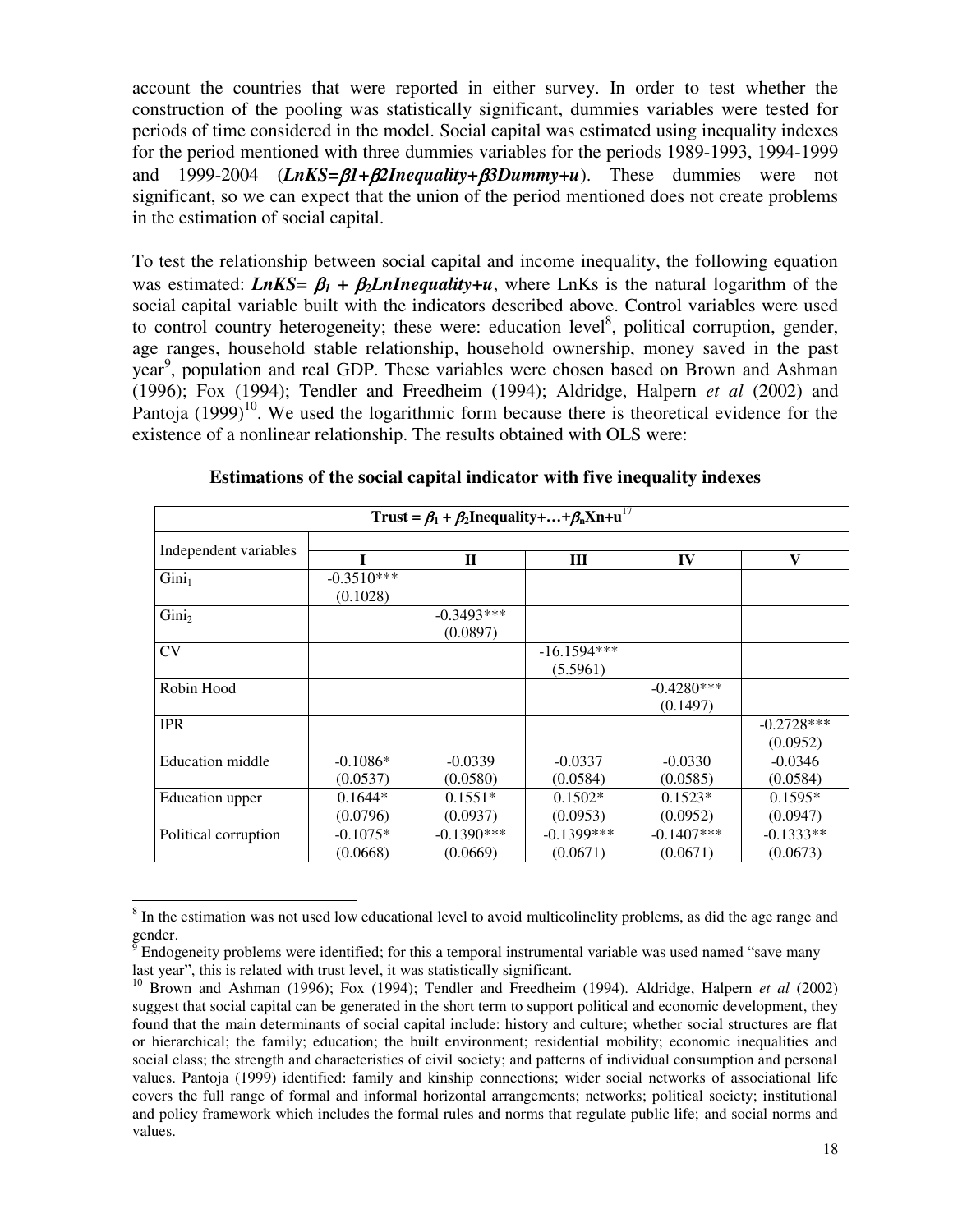account the countries that were reported in either survey. In order to test whether the construction of the pooling was statistically significant, dummies variables were tested for periods of time considered in the model. Social capital was estimated using inequality indexes for the period mentioned with three dummies variables for the periods 1989-1993, 1994-1999 and 1999-2004 (***$LnKS=\beta 1+\beta 2Inequality+\beta 3Dummy+u$***). These dummies were not significant, so we can expect that the union of the period mentioned does not create problems in the estimation of social capital.

To test the relationship between social capital and income inequality, the following equation was estimated: ***$LnKS= \beta_1 + \beta_2 LnInequality+u$***, where LnKs is the natural logarithm of the social capital variable built with the indicators described above. Control variables were used to control country heterogeneity; these were: education level[8], political corruption, gender, age ranges, household stable relationship, household ownership, money saved in the past year[9], population and real GDP. These variables were chosen based on Brown and Ashman (1996); Fox (1994); Tendler and Freedheim (1994); Aldridge, Halpern *et al* (2002) and Pantoja (1999)[10]. We used the logarithmic form because there is theoretical evidence for the existence of a nonlinear relationship. The results obtained with OLS were:

**Estimations of the social capital indicator with five inequality indexes**

| **Trust = $\beta_1$ + $\beta_2$Inequality+…+$\beta_n$Xn+u**[17] | | | | | |
|---|---|---|---|---|---|
| Independent variables | **I** | **II** | **III** | **IV** | **V** |
| $Gini_1$ | -0.3510*** (0.1028) | | | | |
| $Gini_2$ | | -0.3493*** (0.0897) | | | |
| CV | | | -16.1594*** (5.5961) | | |
| Robin Hood | | | | -0.4280*** (0.1497) | |
| IPR | | | | | -0.2728*** (0.0952) |
| Education middle | -0.1086* (0.0537) | -0.0339 (0.0580) | -0.0337 (0.0584) | -0.0330 (0.0585) | -0.0346 (0.0584) |
| Education upper | 0.1644* (0.0796) | 0.1551* (0.0937) | 0.1502* (0.0953) | 0.1523* (0.0952) | 0.1595* (0.0947) |
| Political corruption | -0.1075* (0.0668) | -0.1390*** (0.0669) | -0.1399*** (0.0671) | -0.1407*** (0.0671) | -0.1333** (0.0673) |

[8] In the estimation was not used low educational level to avoid multicolinelity problems, as did the age range and gender.

[9] Endogeneity problems were identified; for this a temporal instrumental variable was used named "save many last year", this is related with trust level, it was statistically significant.

[10] Brown and Ashman (1996); Fox (1994); Tendler and Freedheim (1994). Aldridge, Halpern *et al* (2002) suggest that social capital can be generated in the short term to support political and economic development, they found that the main determinants of social capital include: history and culture; whether social structures are flat or hierarchical; the family; education; the built environment; residential mobility; economic inequalities and social class; the strength and characteristics of civil society; and patterns of individual consumption and personal values. Pantoja (1999) identified: family and kinship connections; wider social networks of associational life covers the full range of formal and informal horizontal arrangements; networks; political society; institutional and policy framework which includes the formal rules and norms that regulate public life; and social norms and values.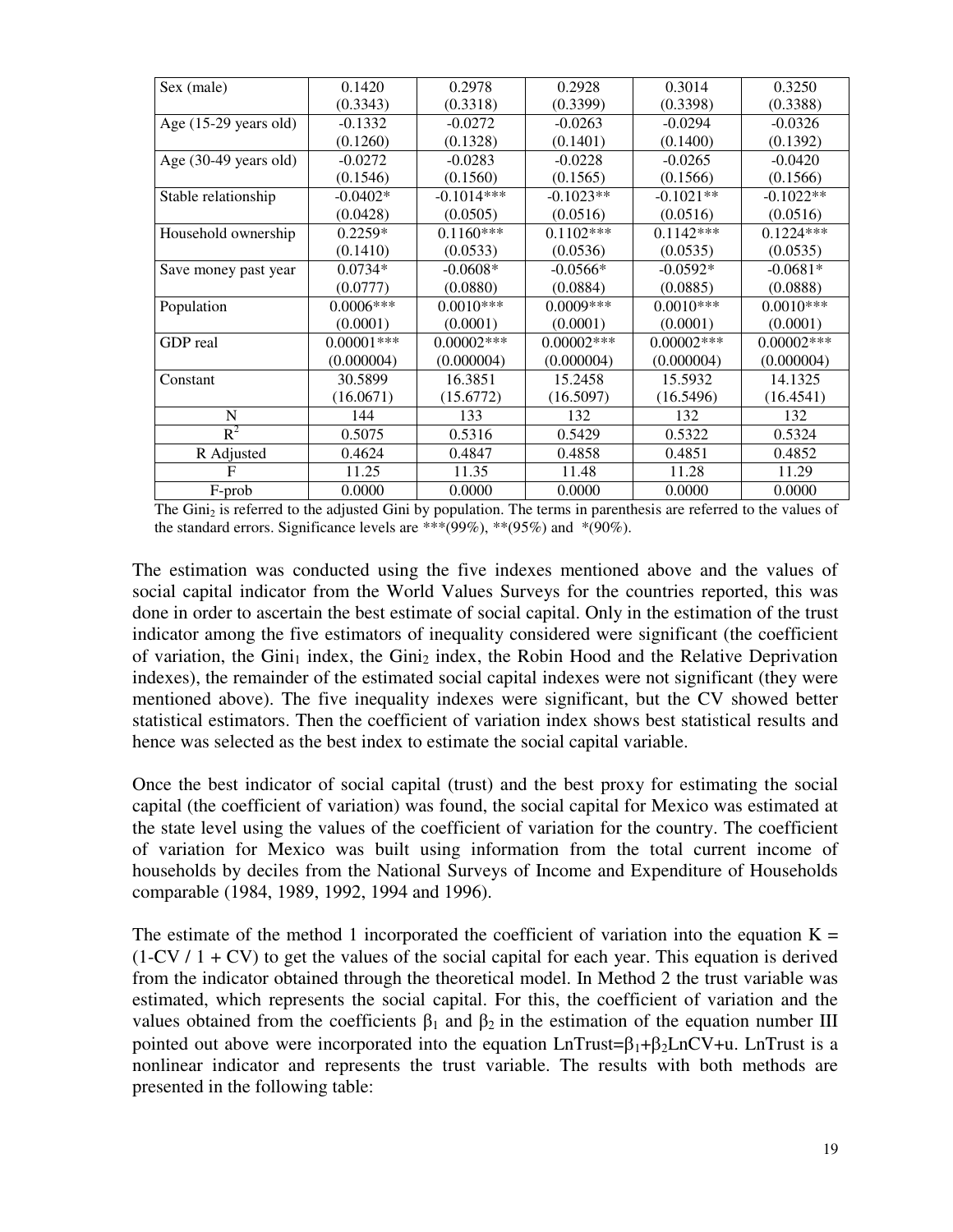| Sex (male) | 0.1420 | 0.2978 | 0.2928 | 0.3014 | 0.3250 |
|---|---|---|---|---|---|
| | (0.3343) | (0.3318) | (0.3399) | (0.3398) | (0.3388) |
| Age (15-29 years old) | -0.1332 | -0.0272 | -0.0263 | -0.0294 | -0.0326 |
| | (0.1260) | (0.1328) | (0.1401) | (0.1400) | (0.1392) |
| Age (30-49 years old) | -0.0272 | -0.0283 | -0.0228 | -0.0265 | -0.0420 |
| | (0.1546) | (0.1560) | (0.1565) | (0.1566) | (0.1566) |
| Stable relationship | -0.0402* | -0.1014*** | -0.1023** | -0.1021** | -0.1022** |
| | (0.0428) | (0.0505) | (0.0516) | (0.0516) | (0.0516) |
| Household ownership | 0.2259* | 0.1160*** | 0.1102*** | 0.1142*** | 0.1224*** |
| | (0.1410) | (0.0533) | (0.0536) | (0.0535) | (0.0535) |
| Save money past year | 0.0734* | -0.0608* | -0.0566* | -0.0592* | -0.0681* |
| | (0.0777) | (0.0880) | (0.0884) | (0.0885) | (0.0888) |
| Population | 0.0006*** | 0.0010*** | 0.0009*** | 0.0010*** | 0.0010*** |
| | (0.0001) | (0.0001) | (0.0001) | (0.0001) | (0.0001) |
| GDP real | 0.00001*** | 0.00002*** | 0.00002*** | 0.00002*** | 0.00002*** |
| | (0.000004) | (0.000004) | (0.000004) | (0.000004) | (0.000004) |
| Constant | 30.5899 | 16.3851 | 15.2458 | 15.5932 | 14.1325 |
| | (16.0671) | (15.6772) | (16.5097) | (16.5496) | (16.4541) |
| N | 144 | 133 | 132 | 132 | 132 |
| $R^2$ | 0.5075 | 0.5316 | 0.5429 | 0.5322 | 0.5324 |
| R Adjusted | 0.4624 | 0.4847 | 0.4858 | 0.4851 | 0.4852 |
| F | 11.25 | 11.35 | 11.48 | 11.28 | 11.29 |
| F-prob | 0.0000 | 0.0000 | 0.0000 | 0.0000 | 0.0000 |

The $Gini_2$ is referred to the adjusted Gini by population. The terms in parenthesis are referred to the values of the standard errors. Significance levels are ***(99%), **(95%) and *(90%).

The estimation was conducted using the five indexes mentioned above and the values of social capital indicator from the World Values Surveys for the countries reported, this was done in order to ascertain the best estimate of social capital. Only in the estimation of the trust indicator among the five estimators of inequality considered were significant (the coefficient of variation, the $Gini_1$ index, the $Gini_2$ index, the Robin Hood and the Relative Deprivation indexes), the remainder of the estimated social capital indexes were not significant (they were mentioned above). The five inequality indexes were significant, but the CV showed better statistical estimators. Then the coefficient of variation index shows best statistical results and hence was selected as the best index to estimate the social capital variable.

Once the best indicator of social capital (trust) and the best proxy for estimating the social capital (the coefficient of variation) was found, the social capital for Mexico was estimated at the state level using the values of the coefficient of variation for the country. The coefficient of variation for Mexico was built using information from the total current income of households by deciles from the National Surveys of Income and Expenditure of Households comparable (1984, 1989, 1992, 1994 and 1996).

The estimate of the method 1 incorporated the coefficient of variation into the equation $K = (1\text{-}CV / 1 + CV)$ to get the values of the social capital for each year. This equation is derived from the indicator obtained through the theoretical model. In Method 2 the trust variable was estimated, which represents the social capital. For this, the coefficient of variation and the values obtained from the coefficients $\beta_1$ and $\beta_2$ in the estimation of the equation number III pointed out above were incorporated into the equation $LnTrust=\beta_1+\beta_2 LnCV+u$. LnTrust is a nonlinear indicator and represents the trust variable. The results with both methods are presented in the following table: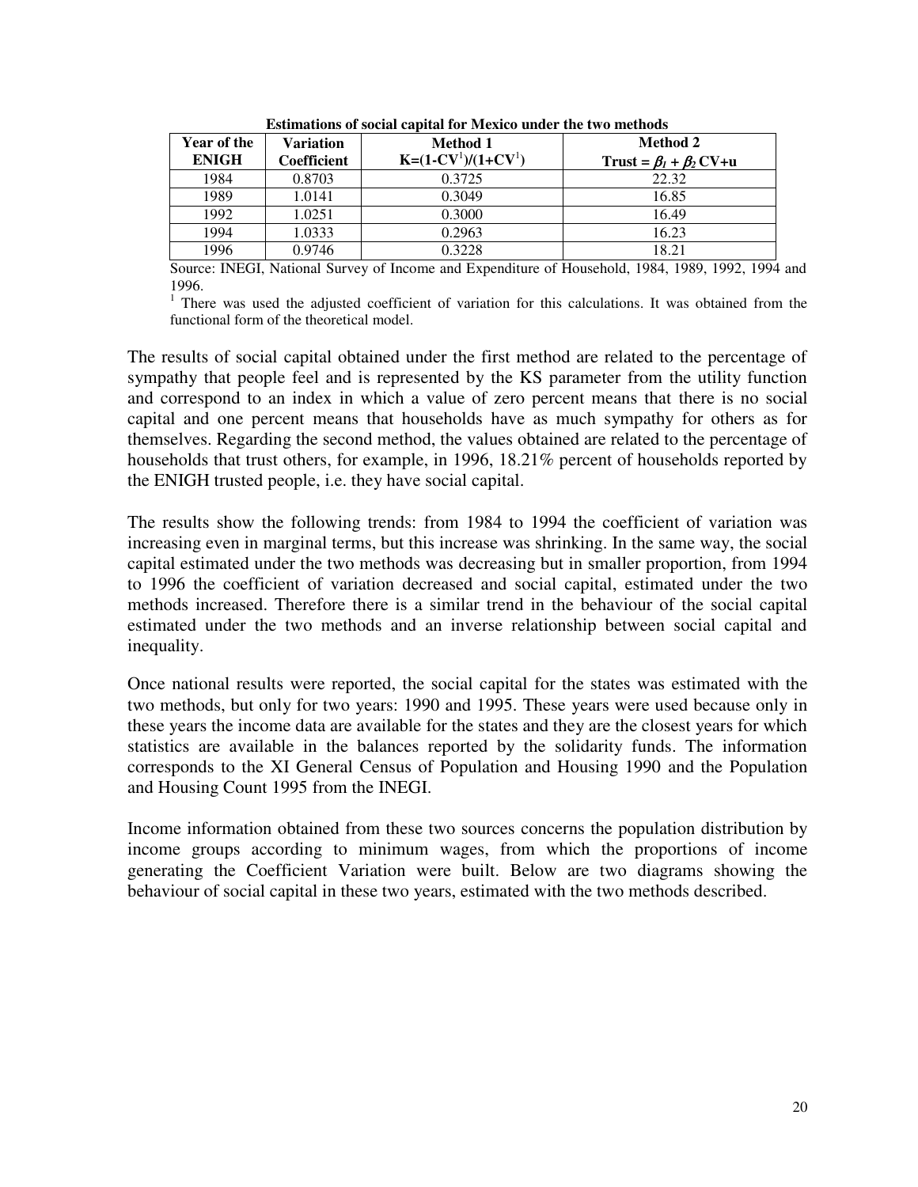**Estimations of social capital for Mexico under the two methods**

| Year of the ENIGH | Variation Coefficient | Method 1 $K=(1-CV^1)/(1+CV^1)$ | Method 2 Trust = $\beta_1 + \beta_2$ CV+u |
|---|---|---|---|
| 1984 | 0.8703 | 0.3725 | 22.32 |
| 1989 | 1.0141 | 0.3049 | 16.85 |
| 1992 | 1.0251 | 0.3000 | 16.49 |
| 1994 | 1.0333 | 0.2963 | 16.23 |
| 1996 | 0.9746 | 0.3228 | 18.21 |

Source: INEGI, National Survey of Income and Expenditure of Household, 1984, 1989, 1992, 1994 and 1996.

[1] There was used the adjusted coefficient of variation for this calculations. It was obtained from the functional form of the theoretical model.

The results of social capital obtained under the first method are related to the percentage of sympathy that people feel and is represented by the KS parameter from the utility function and correspond to an index in which a value of zero percent means that there is no social capital and one percent means that households have as much sympathy for others as for themselves. Regarding the second method, the values obtained are related to the percentage of households that trust others, for example, in 1996, 18.21% percent of households reported by the ENIGH trusted people, i.e. they have social capital.

The results show the following trends: from 1984 to 1994 the coefficient of variation was increasing even in marginal terms, but this increase was shrinking. In the same way, the social capital estimated under the two methods was decreasing but in smaller proportion, from 1994 to 1996 the coefficient of variation decreased and social capital, estimated under the two methods increased. Therefore there is a similar trend in the behaviour of the social capital estimated under the two methods and an inverse relationship between social capital and inequality.

Once national results were reported, the social capital for the states was estimated with the two methods, but only for two years: 1990 and 1995. These years were used because only in these years the income data are available for the states and they are the closest years for which statistics are available in the balances reported by the solidarity funds. The information corresponds to the XI General Census of Population and Housing 1990 and the Population and Housing Count 1995 from the INEGI.

Income information obtained from these two sources concerns the population distribution by income groups according to minimum wages, from which the proportions of income generating the Coefficient Variation were built. Below are two diagrams showing the behaviour of social capital in these two years, estimated with the two methods described.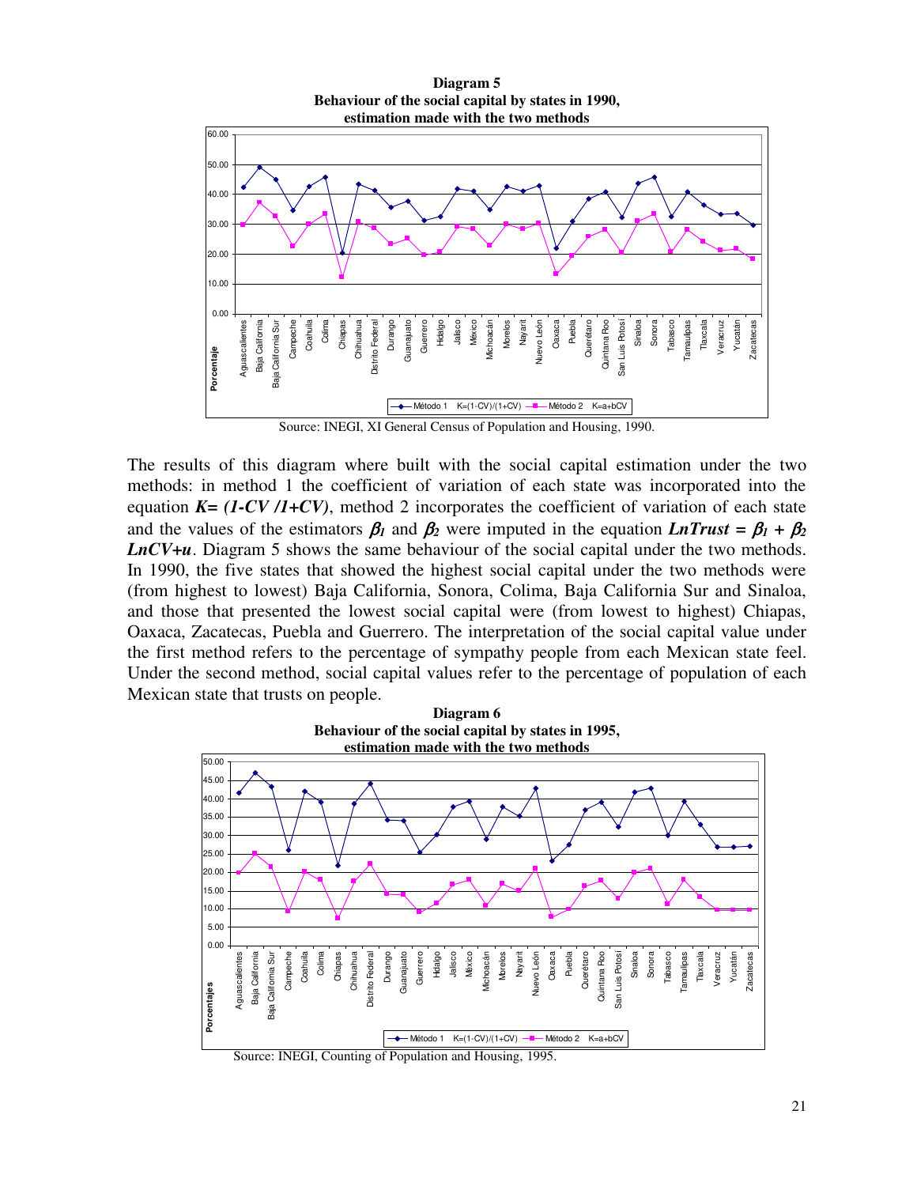**Diagram 5**
**Behaviour of the social capital by states in 1990, estimation made with the two methods**

Source: INEGI, XI General Census of Population and Housing, 1990.

The results of this diagram where built with the social capital estimation under the two methods: in method 1 the coefficient of variation of each state was incorporated into the equation ***K= (1-CV /1+CV)***, method 2 incorporates the coefficient of variation of each state and the values of the estimators $\beta_1$ and $\beta_2$ were imputed in the equation ***LnTrust =*** $\beta_1 + \beta_2$ ***LnCV+u***. Diagram 5 shows the same behaviour of the social capital under the two methods. In 1990, the five states that showed the highest social capital under the two methods were (from highest to lowest) Baja California, Sonora, Colima, Baja California Sur and Sinaloa, and those that presented the lowest social capital were (from lowest to highest) Chiapas, Oaxaca, Zacatecas, Puebla and Guerrero. The interpretation of the social capital value under the first method refers to the percentage of sympathy people from each Mexican state feel. Under the second method, social capital values refer to the percentage of population of each Mexican state that trusts on people.

**Diagram 6**
**Behaviour of the social capital by states in 1995, estimation made with the two methods**

Source: INEGI, Counting of Population and Housing, 1995.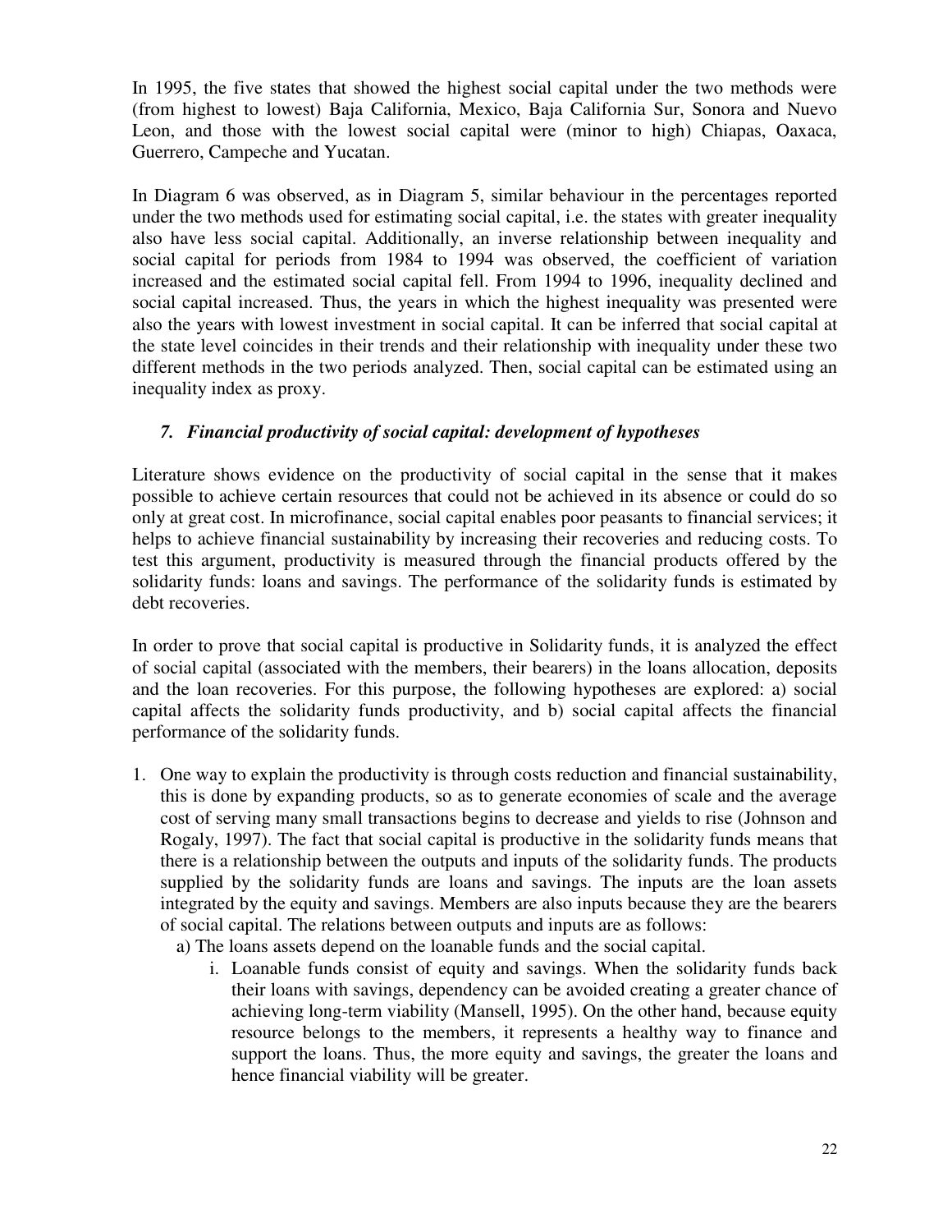In 1995, the five states that showed the highest social capital under the two methods were (from highest to lowest) Baja California, Mexico, Baja California Sur, Sonora and Nuevo Leon, and those with the lowest social capital were (minor to high) Chiapas, Oaxaca, Guerrero, Campeche and Yucatan.

In Diagram 6 was observed, as in Diagram 5, similar behaviour in the percentages reported under the two methods used for estimating social capital, i.e. the states with greater inequality also have less social capital. Additionally, an inverse relationship between inequality and social capital for periods from 1984 to 1994 was observed, the coefficient of variation increased and the estimated social capital fell. From 1994 to 1996, inequality declined and social capital increased. Thus, the years in which the highest inequality was presented were also the years with lowest investment in social capital. It can be inferred that social capital at the state level coincides in their trends and their relationship with inequality under these two different methods in the two periods analyzed. Then, social capital can be estimated using an inequality index as proxy.

### *7. Financial productivity of social capital: development of hypotheses*

Literature shows evidence on the productivity of social capital in the sense that it makes possible to achieve certain resources that could not be achieved in its absence or could do so only at great cost. In microfinance, social capital enables poor peasants to financial services; it helps to achieve financial sustainability by increasing their recoveries and reducing costs. To test this argument, productivity is measured through the financial products offered by the solidarity funds: loans and savings. The performance of the solidarity funds is estimated by debt recoveries.

In order to prove that social capital is productive in Solidarity funds, it is analyzed the effect of social capital (associated with the members, their bearers) in the loans allocation, deposits and the loan recoveries. For this purpose, the following hypotheses are explored: a) social capital affects the solidarity funds productivity, and b) social capital affects the financial performance of the solidarity funds.

1. One way to explain the productivity is through costs reduction and financial sustainability, this is done by expanding products, so as to generate economies of scale and the average cost of serving many small transactions begins to decrease and yields to rise (Johnson and Rogaly, 1997). The fact that social capital is productive in the solidarity funds means that there is a relationship between the outputs and inputs of the solidarity funds. The products supplied by the solidarity funds are loans and savings. The inputs are the loan assets integrated by the equity and savings. Members are also inputs because they are the bearers of social capital. The relations between outputs and inputs are as follows:
   a) The loans assets depend on the loanable funds and the social capital.
      i. Loanable funds consist of equity and savings. When the solidarity funds back their loans with savings, dependency can be avoided creating a greater chance of achieving long-term viability (Mansell, 1995). On the other hand, because equity resource belongs to the members, it represents a healthy way to finance and support the loans. Thus, the more equity and savings, the greater the loans and hence financial viability will be greater.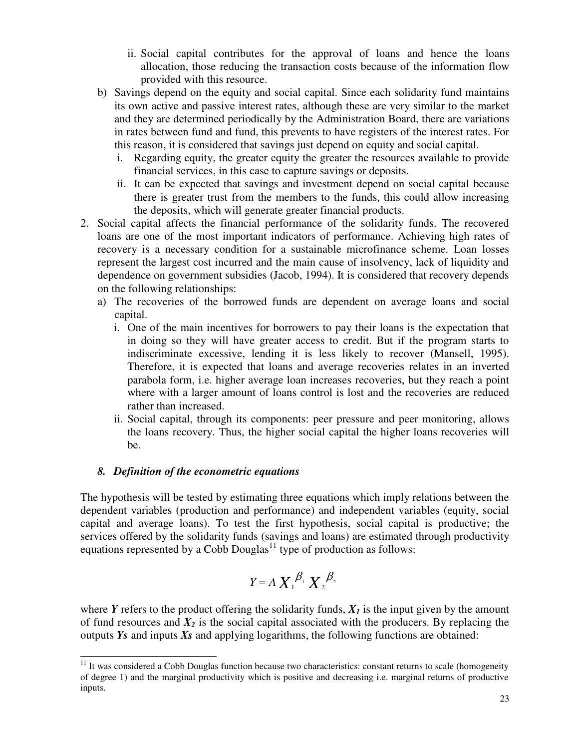ii. Social capital contributes for the approval of loans and hence the loans allocation, those reducing the transaction costs because of the information flow provided with this resource.

b) Savings depend on the equity and social capital. Since each solidarity fund maintains its own active and passive interest rates, although these are very similar to the market and they are determined periodically by the Administration Board, there are variations in rates between fund and fund, this prevents to have registers of the interest rates. For this reason, it is considered that savings just depend on equity and social capital.
   i. Regarding equity, the greater equity the greater the resources available to provide financial services, in this case to capture savings or deposits.
   ii. It can be expected that savings and investment depend on social capital because there is greater trust from the members to the funds, this could allow increasing the deposits, which will generate greater financial products.

2. Social capital affects the financial performance of the solidarity funds. The recovered loans are one of the most important indicators of performance. Achieving high rates of recovery is a necessary condition for a sustainable microfinance scheme. Loan losses represent the largest cost incurred and the main cause of insolvency, lack of liquidity and dependence on government subsidies (Jacob, 1994). It is considered that recovery depends on the following relationships:
   a) The recoveries of the borrowed funds are dependent on average loans and social capital.
      i. One of the main incentives for borrowers to pay their loans is the expectation that in doing so they will have greater access to credit. But if the program starts to indiscriminate excessive, lending it is less likely to recover (Mansell, 1995). Therefore, it is expected that loans and average recoveries relates in an inverted parabola form, i.e. higher average loan increases recoveries, but they reach a point where with a larger amount of loans control is lost and the recoveries are reduced rather than increased.
      ii. Social capital, through its components: peer pressure and peer monitoring, allows the loans recovery. Thus, the higher social capital the higher loans recoveries will be.

### *8. Definition of the econometric equations*

The hypothesis will be tested by estimating three equations which imply relations between the dependent variables (production and performance) and independent variables (equity, social capital and average loans). To test the first hypothesis, social capital is productive; the services offered by the solidarity funds (savings and loans) are estimated through productivity equations represented by a Cobb Douglas[11] type of production as follows:

$$Y = A\, X_1^{\beta_1}\, X_2^{\beta_2}$$

where ***Y*** refers to the product offering the solidarity funds, $X_1$ is the input given by the amount of fund resources and $X_2$ is the social capital associated with the producers. By replacing the outputs ***Ys*** and inputs ***Xs*** and applying logarithms, the following functions are obtained:

---

[11] It was considered a Cobb Douglas function because two characteristics: constant returns to scale (homogeneity of degree 1) and the marginal productivity which is positive and decreasing i.e. marginal returns of productive inputs.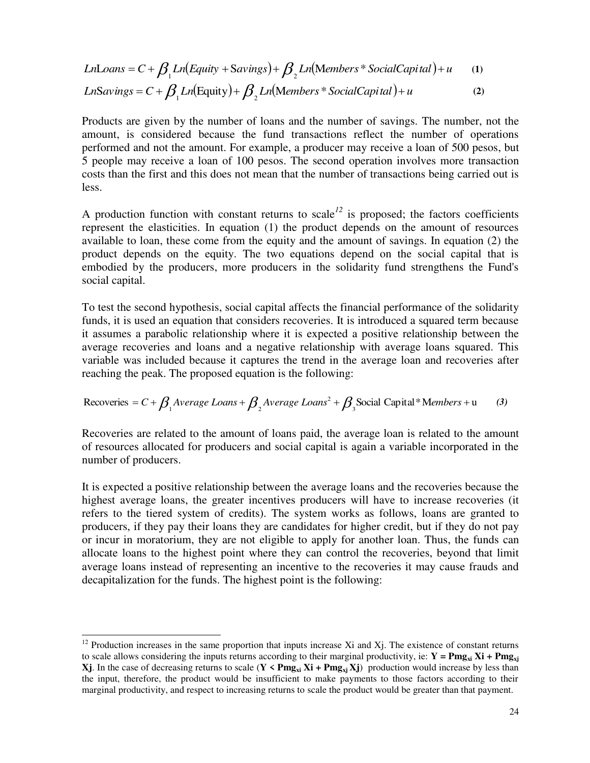$$LnLoans = C + \beta_1 Ln(Equity + Savings) + \beta_2 Ln(Members * SocialCapital) + u \qquad \textbf{(1)}$$

$$LnSavings = C + \beta_1 Ln(\text{Equity}) + \beta_2 Ln(Members * SocialCapital) + u \qquad \textbf{(2)}$$

Products are given by the number of loans and the number of savings. The number, not the amount, is considered because the fund transactions reflect the number of operations performed and not the amount. For example, a producer may receive a loan of 500 pesos, but 5 people may receive a loan of 100 pesos. The second operation involves more transaction costs than the first and this does not mean that the number of transactions being carried out is less.

A production function with constant returns to scale[12] is proposed; the factors coefficients represent the elasticities. In equation (1) the product depends on the amount of resources available to loan, these come from the equity and the amount of savings. In equation (2) the product depends on the equity. The two equations depend on the social capital that is embodied by the producers, more producers in the solidarity fund strengthens the Fund's social capital.

To test the second hypothesis, social capital affects the financial performance of the solidarity funds, it is used an equation that considers recoveries. It is introduced a squared term because it assumes a parabolic relationship where it is expected a positive relationship between the average recoveries and loans and a negative relationship with average loans squared. This variable was included because it captures the trend in the average loan and recoveries after reaching the peak. The proposed equation is the following:

$$\text{Recoveries} = C + \beta_1 Average\ Loans + \beta_2 Average\ Loans^2 + \beta_3 \text{Social Capital} * Members + \text{u} \qquad \textit{(3)}$$

Recoveries are related to the amount of loans paid, the average loan is related to the amount of resources allocated for producers and social capital is again a variable incorporated in the number of producers.

It is expected a positive relationship between the average loans and the recoveries because the highest average loans, the greater incentives producers will have to increase recoveries (it refers to the tiered system of credits). The system works as follows, loans are granted to producers, if they pay their loans they are candidates for higher credit, but if they do not pay or incur in moratorium, they are not eligible to apply for another loan. Thus, the funds can allocate loans to the highest point where they can control the recoveries, beyond that limit average loans instead of representing an incentive to the recoveries it may cause frauds and decapitalization for the funds. The highest point is the following:

---

[12] Production increases in the same proportion that inputs increase Xi and Xj. The existence of constant returns to scale allows considering the inputs returns according to their marginal productivity, ie: $\mathbf{Y = Pmg_{xi}\, Xi + Pmg_{xj}\, Xj}$. In the case of decreasing returns to scale ($\mathbf{Y < Pmg_{xi}\, Xi + Pmg_{xj}\, Xj}$) production would increase by less than the input, therefore, the product would be insufficient to make payments to those factors according to their marginal productivity, and respect to increasing returns to scale the product would be greater than that payment.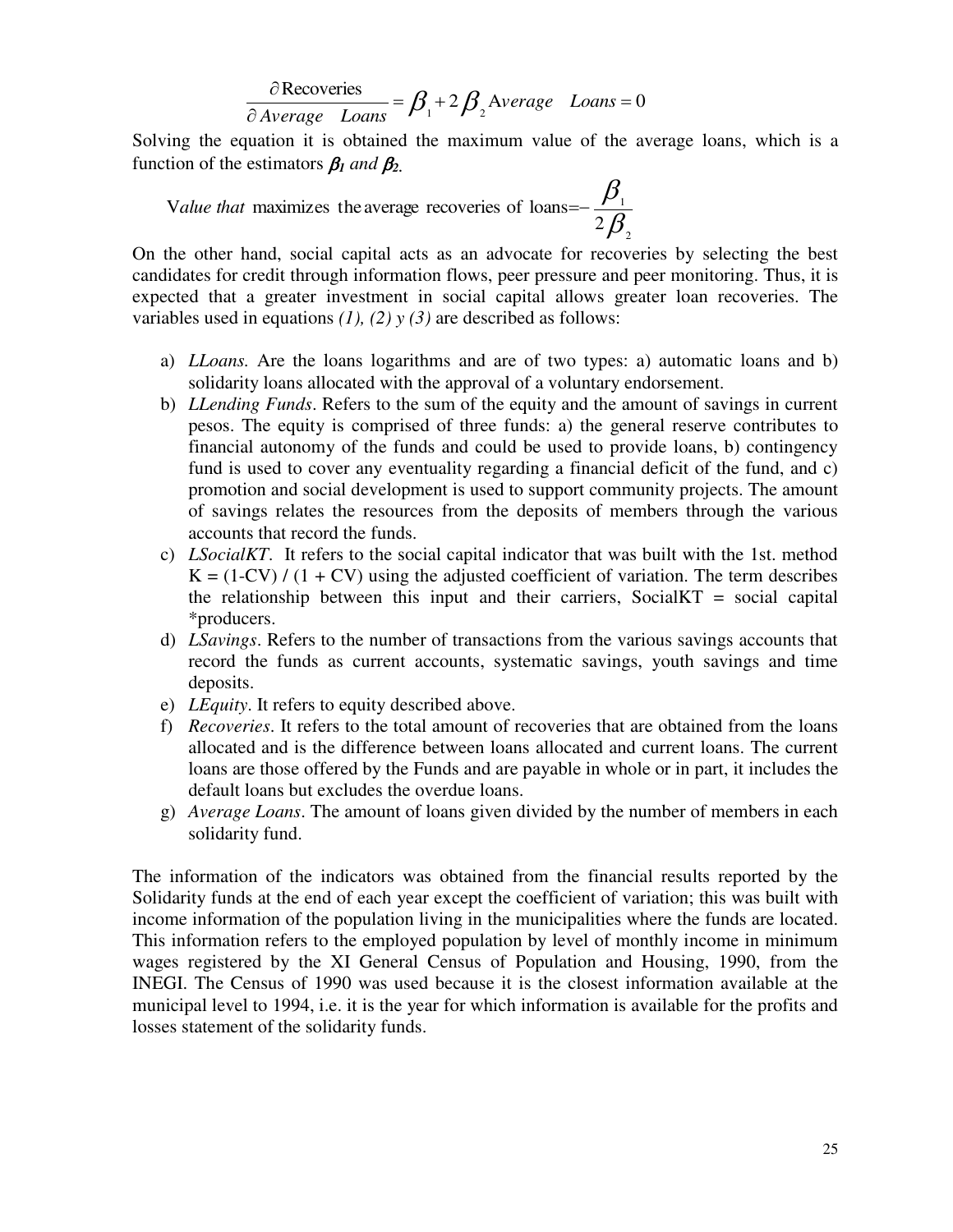$$\frac{\partial \text{Recoveries}}{\partial \, Average \quad Loans} = \beta_1 + 2\beta_2 \text{A}verage \quad Loans = 0$$

Solving the equation it is obtained the maximum value of the average loans, which is a function of the estimators $\beta_1$ *and* $\beta_2$.

$$\text{V}alue\ that\ \text{maximizes the average recoveries of loans} = -\frac{\beta_1}{2\beta_2}$$

On the other hand, social capital acts as an advocate for recoveries by selecting the best candidates for credit through information flows, peer pressure and peer monitoring. Thus, it is expected that a greater investment in social capital allows greater loan recoveries. The variables used in equations *(1), (2) y (3)* are described as follows:

a) *LLoans.* Are the loans logarithms and are of two types: a) automatic loans and b) solidarity loans allocated with the approval of a voluntary endorsement.
b) *LLending Funds*. Refers to the sum of the equity and the amount of savings in current pesos. The equity is comprised of three funds: a) the general reserve contributes to financial autonomy of the funds and could be used to provide loans, b) contingency fund is used to cover any eventuality regarding a financial deficit of the fund, and c) promotion and social development is used to support community projects. The amount of savings relates the resources from the deposits of members through the various accounts that record the funds.
c) *LSocialKT*. It refers to the social capital indicator that was built with the 1st. method K = (1-CV) / (1 + CV) using the adjusted coefficient of variation. The term describes the relationship between this input and their carriers, SocialKT = social capital *producers.
d) *LSavings*. Refers to the number of transactions from the various savings accounts that record the funds as current accounts, systematic savings, youth savings and time deposits.
e) *LEquity*. It refers to equity described above.
f) *Recoveries*. It refers to the total amount of recoveries that are obtained from the loans allocated and is the difference between loans allocated and current loans. The current loans are those offered by the Funds and are payable in whole or in part, it includes the default loans but excludes the overdue loans.
g) *Average Loans*. The amount of loans given divided by the number of members in each solidarity fund.

The information of the indicators was obtained from the financial results reported by the Solidarity funds at the end of each year except the coefficient of variation; this was built with income information of the population living in the municipalities where the funds are located. This information refers to the employed population by level of monthly income in minimum wages registered by the XI General Census of Population and Housing, 1990, from the INEGI. The Census of 1990 was used because it is the closest information available at the municipal level to 1994, i.e. it is the year for which information is available for the profits and losses statement of the solidarity funds.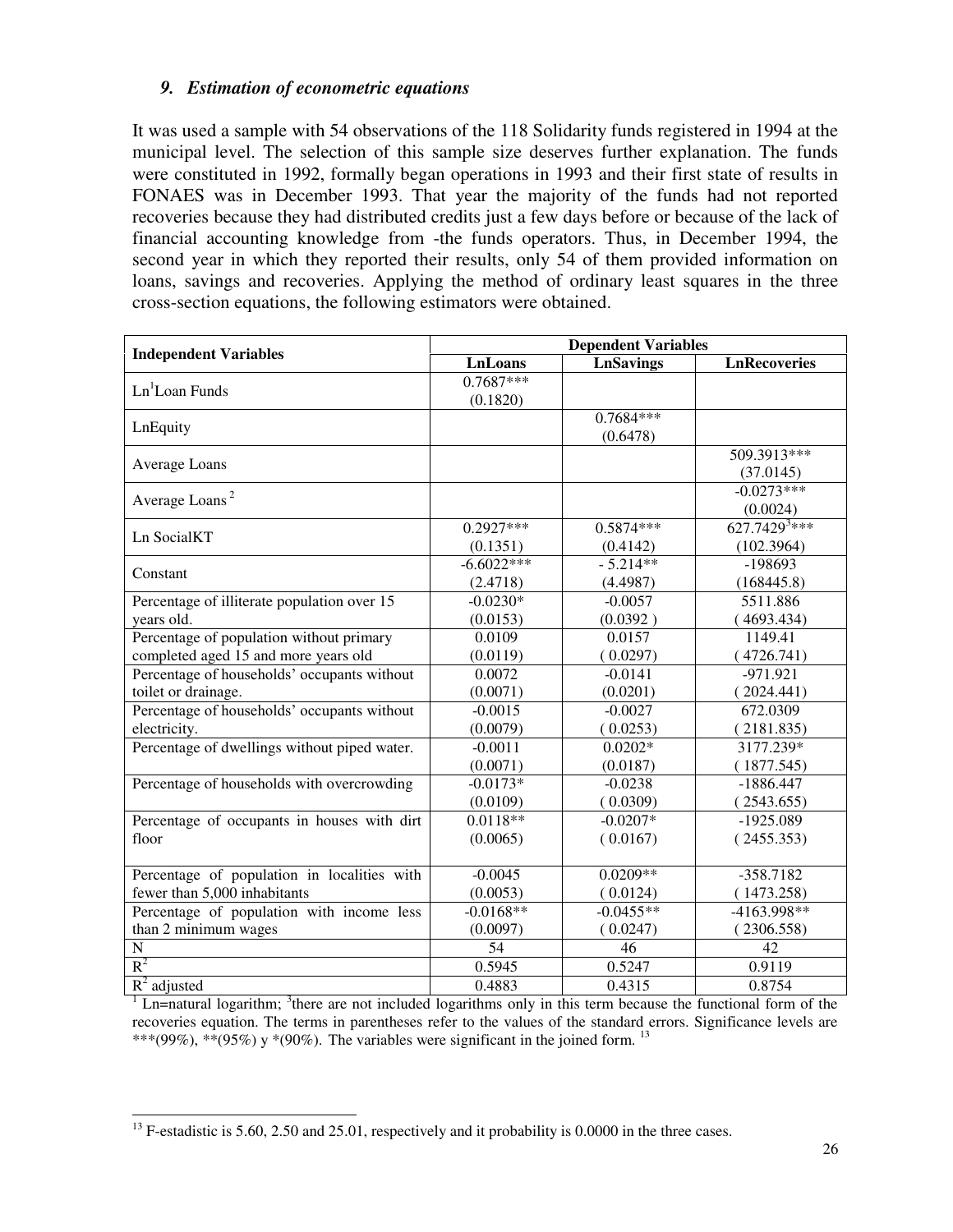### *9. Estimation of econometric equations*

It was used a sample with 54 observations of the 118 Solidarity funds registered in 1994 at the municipal level. The selection of this sample size deserves further explanation. The funds were constituted in 1992, formally began operations in 1993 and their first state of results in FONAES was in December 1993. That year the majority of the funds had not reported recoveries because they had distributed credits just a few days before or because of the lack of financial accounting knowledge from -the funds operators. Thus, in December 1994, the second year in which they reported their results, only 54 of them provided information on loans, savings and recoveries. Applying the method of ordinary least squares in the three cross-section equations, the following estimators were obtained.

| Independent Variables | Dependent Variables | | |
|---|---|---|---|
| | **LnLoans** | **LnSavings** | **LnRecoveries** |
| Ln[1]Loan Funds | 0.7687*** (0.1820) | | |
| LnEquity | | 0.7684*** (0.6478) | |
| Average Loans | | | 509.3913*** (37.0145) |
| Average Loans [2] | | | -0.0273*** (0.0024) |
| Ln SocialKT | 0.2927*** (0.1351) | 0.5874*** (0.4142) | 627.7429[3]*** (102.3964) |
| Constant | -6.6022*** (2.4718) | - 5.214** (4.4987) | -198693 (168445.8) |
| Percentage of illiterate population over 15 years old. | -0.0230* (0.0153) | -0.0057 (0.0392 ) | 5511.886 ( 4693.434) |
| Percentage of population without primary completed aged 15 and more years old | 0.0109 (0.0119) | 0.0157 ( 0.0297) | 1149.41 ( 4726.741) |
| Percentage of households' occupants without toilet or drainage. | 0.0072 (0.0071) | -0.0141 (0.0201) | -971.921 ( 2024.441) |
| Percentage of households' occupants without electricity. | -0.0015 (0.0079) | -0.0027 ( 0.0253) | 672.0309 ( 2181.835) |
| Percentage of dwellings without piped water. | -0.0011 (0.0071) | 0.0202* (0.0187) | 3177.239* ( 1877.545) |
| Percentage of households with overcrowding | -0.0173* (0.0109) | -0.0238 ( 0.0309) | -1886.447 ( 2543.655) |
| Percentage of occupants in houses with dirt floor | 0.0118** (0.0065) | -0.0207* ( 0.0167) | -1925.089 ( 2455.353) |
| Percentage of population in localities with fewer than 5,000 inhabitants | -0.0045 (0.0053) | 0.0209** ( 0.0124) | -358.7182 ( 1473.258) |
| Percentage of population with income less than 2 minimum wages | -0.0168** (0.0097) | -0.0455** ( 0.0247) | -4163.998** ( 2306.558) |
| N | 54 | 46 | 42 |
| $R^2$ | 0.5945 | 0.5247 | 0.9119 |
| $R^2$ adjusted | 0.4883 | 0.4315 | 0.8754 |

[1] Ln=natural logarithm; [3]there are not included logarithms only in this term because the functional form of the recoveries equation. The terms in parentheses refer to the values of the standard errors. Significance levels are ***(99%), **(95%) y *(90%). The variables were significant in the joined form. [13]

[13] F-estadistic is 5.60, 2.50 and 25.01, respectively and it probability is 0.0000 in the three cases.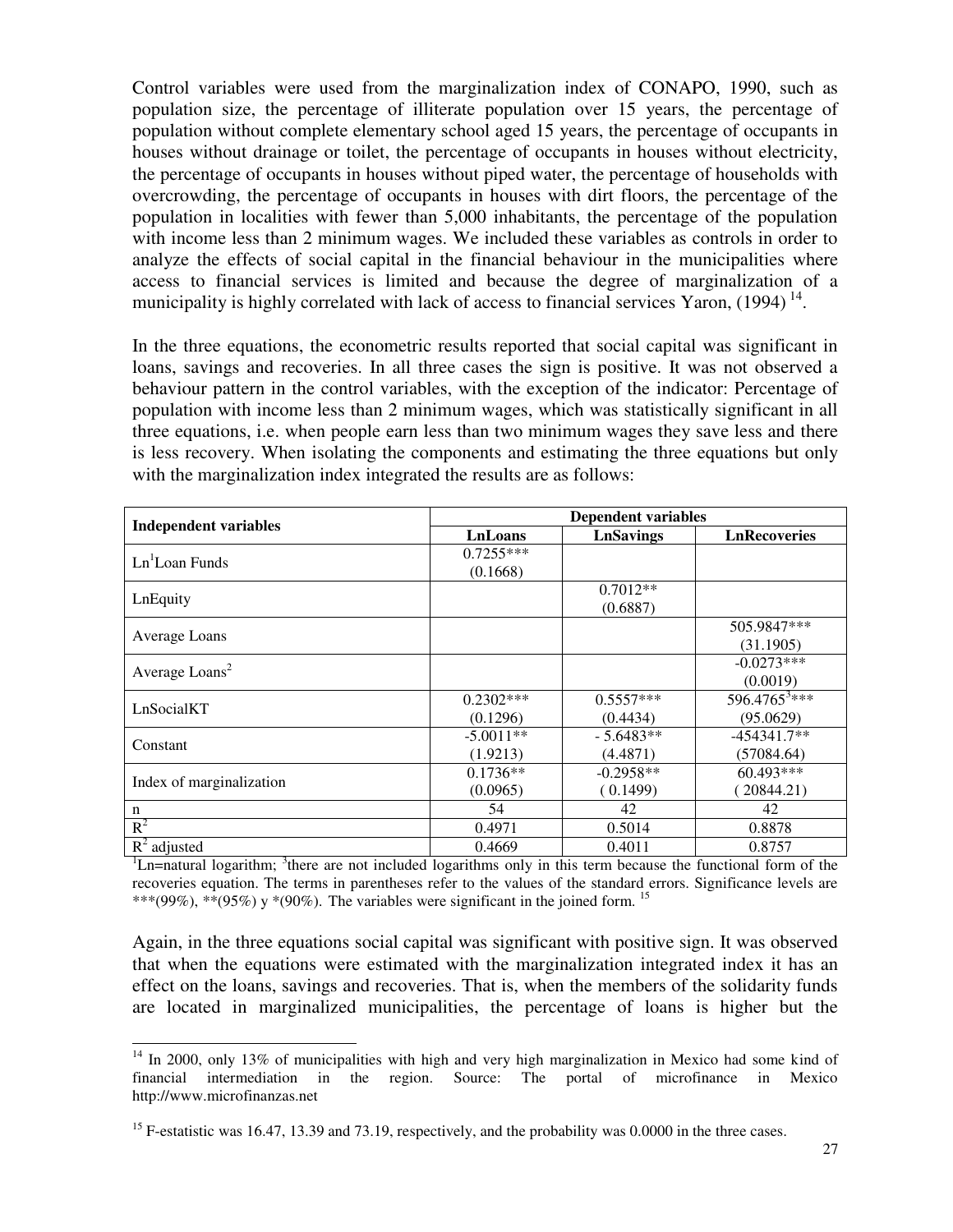Control variables were used from the marginalization index of CONAPO, 1990, such as population size, the percentage of illiterate population over 15 years, the percentage of population without complete elementary school aged 15 years, the percentage of occupants in houses without drainage or toilet, the percentage of occupants in houses without electricity, the percentage of occupants in houses without piped water, the percentage of households with overcrowding, the percentage of occupants in houses with dirt floors, the percentage of the population in localities with fewer than 5,000 inhabitants, the percentage of the population with income less than 2 minimum wages. We included these variables as controls in order to analyze the effects of social capital in the financial behaviour in the municipalities where access to financial services is limited and because the degree of marginalization of a municipality is highly correlated with lack of access to financial services Yaron, (1994) [14].

In the three equations, the econometric results reported that social capital was significant in loans, savings and recoveries. In all three cases the sign is positive. It was not observed a behaviour pattern in the control variables, with the exception of the indicator: Percentage of population with income less than 2 minimum wages, which was statistically significant in all three equations, i.e. when people earn less than two minimum wages they save less and there is less recovery. When isolating the components and estimating the three equations but only with the marginalization index integrated the results are as follows:

| Independent variables | Dependent variables | | |
|---|---|---|---|
| | LnLoans | LnSavings | LnRecoveries |
| Ln[1]Loan Funds | 0.7255*** (0.1668) | | |
| LnEquity | | 0.7012** (0.6887) | |
| Average Loans | | | 505.9847*** (31.1905) |
| Average Loans$^2$ | | | -0.0273*** (0.0019) |
| LnSocialKT | 0.2302*** (0.1296) | 0.5557*** (0.4434) | 596.4765[3]*** (95.0629) |
| Constant | -5.0011** (1.9213) | - 5.6483** (4.4871) | -454341.7** (57084.64) |
| Index of marginalization | 0.1736** (0.0965) | -0.2958** ( 0.1499) | 60.493*** ( 20844.21) |
| n | 54 | 42 | 42 |
| $R^2$ | 0.4971 | 0.5014 | 0.8878 |
| $R^2$ adjusted | 0.4669 | 0.4011 | 0.8757 |

[1]Ln=natural logarithm; [3]there are not included logarithms only in this term because the functional form of the recoveries equation. The terms in parentheses refer to the values of the standard errors. Significance levels are ***(99%), **(95%) y *(90%). The variables were significant in the joined form. [15]

Again, in the three equations social capital was significant with positive sign. It was observed that when the equations were estimated with the marginalization integrated index it has an effect on the loans, savings and recoveries. That is, when the members of the solidarity funds are located in marginalized municipalities, the percentage of loans is higher but the

[14] In 2000, only 13% of municipalities with high and very high marginalization in Mexico had some kind of financial intermediation in the region. Source: The portal of microfinance in Mexico http://www.microfinanzas.net

[15] F-estatistic was 16.47, 13.39 and 73.19, respectively, and the probability was 0.0000 in the three cases.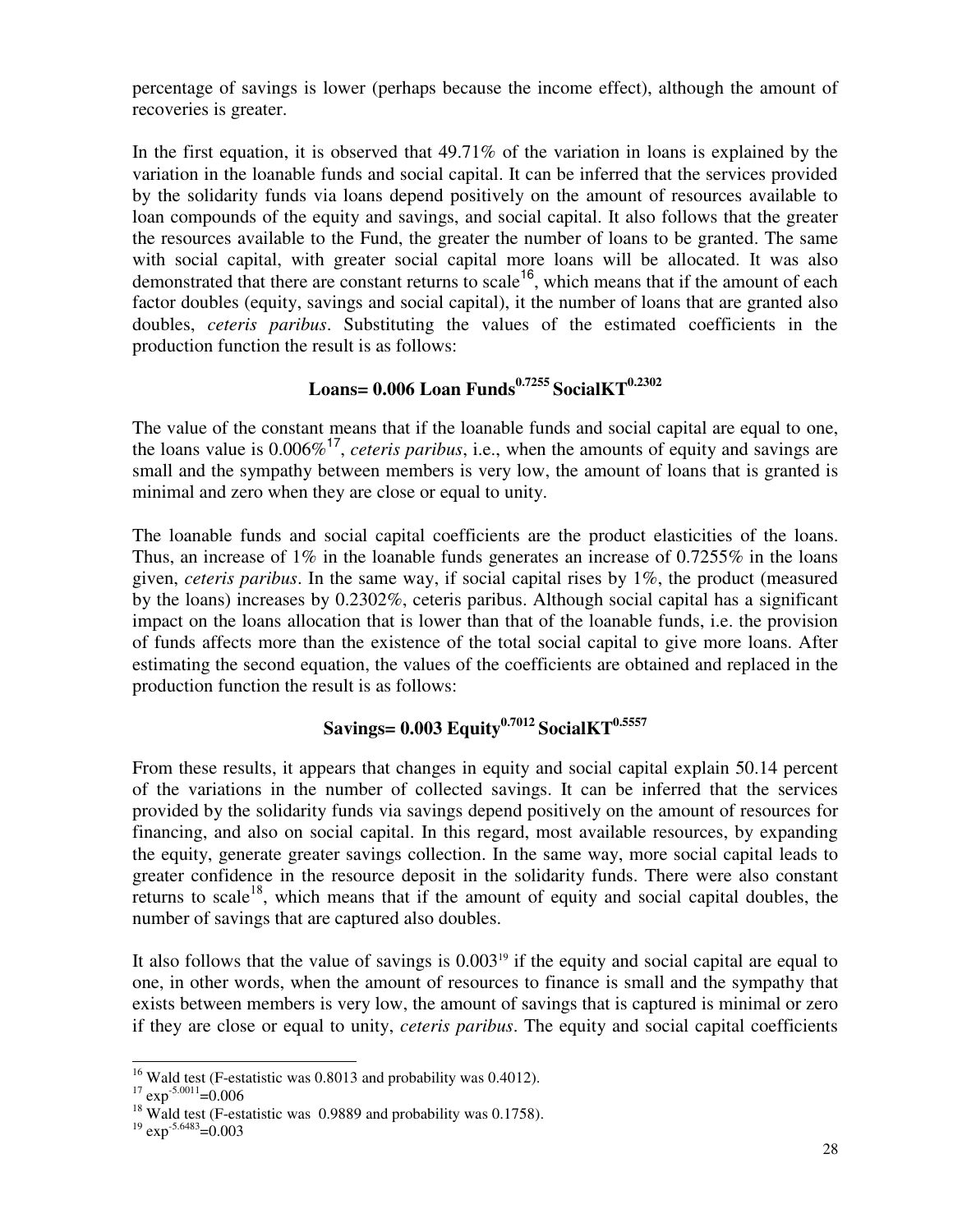percentage of savings is lower (perhaps because the income effect), although the amount of recoveries is greater.

In the first equation, it is observed that 49.71% of the variation in loans is explained by the variation in the loanable funds and social capital. It can be inferred that the services provided by the solidarity funds via loans depend positively on the amount of resources available to loan compounds of the equity and savings, and social capital. It also follows that the greater the resources available to the Fund, the greater the number of loans to be granted. The same with social capital, with greater social capital more loans will be allocated. It was also demonstrated that there are constant returns to scale[16], which means that if the amount of each factor doubles (equity, savings and social capital), it the number of loans that are granted also doubles, *ceteris paribus*. Substituting the values of the estimated coefficients in the production function the result is as follows:

$$\textbf{Loans} = 0.006 \ \textbf{Loan Funds}^{0.7255} \ \textbf{SocialKT}^{0.2302}$$

The value of the constant means that if the loanable funds and social capital are equal to one, the loans value is 0.006%[17], *ceteris paribus*, i.e., when the amounts of equity and savings are small and the sympathy between members is very low, the amount of loans that is granted is minimal and zero when they are close or equal to unity.

The loanable funds and social capital coefficients are the product elasticities of the loans. Thus, an increase of 1% in the loanable funds generates an increase of 0.7255% in the loans given, *ceteris paribus*. In the same way, if social capital rises by 1%, the product (measured by the loans) increases by 0.2302%, ceteris paribus. Although social capital has a significant impact on the loans allocation that is lower than that of the loanable funds, i.e. the provision of funds affects more than the existence of the total social capital to give more loans. After estimating the second equation, the values of the coefficients are obtained and replaced in the production function the result is as follows:

$$\textbf{Savings} = 0.003 \ \textbf{Equity}^{0.7012} \ \textbf{SocialKT}^{0.5557}$$

From these results, it appears that changes in equity and social capital explain 50.14 percent of the variations in the number of collected savings. It can be inferred that the services provided by the solidarity funds via savings depend positively on the amount of resources for financing, and also on social capital. In this regard, most available resources, by expanding the equity, generate greater savings collection. In the same way, more social capital leads to greater confidence in the resource deposit in the solidarity funds. There were also constant returns to scale[18], which means that if the amount of equity and social capital doubles, the number of savings that are captured also doubles.

It also follows that the value of savings is 0.003[19] if the equity and social capital are equal to one, in other words, when the amount of resources to finance is small and the sympathy that exists between members is very low, the amount of savings that is captured is minimal or zero if they are close or equal to unity, *ceteris paribus*. The equity and social capital coefficients

---

[16] Wald test (F-estatistic was 0.8013 and probability was 0.4012).

[17] $\exp^{-5.0011}=0.006$

[18] Wald test (F-estatistic was 0.9889 and probability was 0.1758).

[19] $\exp^{-5.6483}=0.003$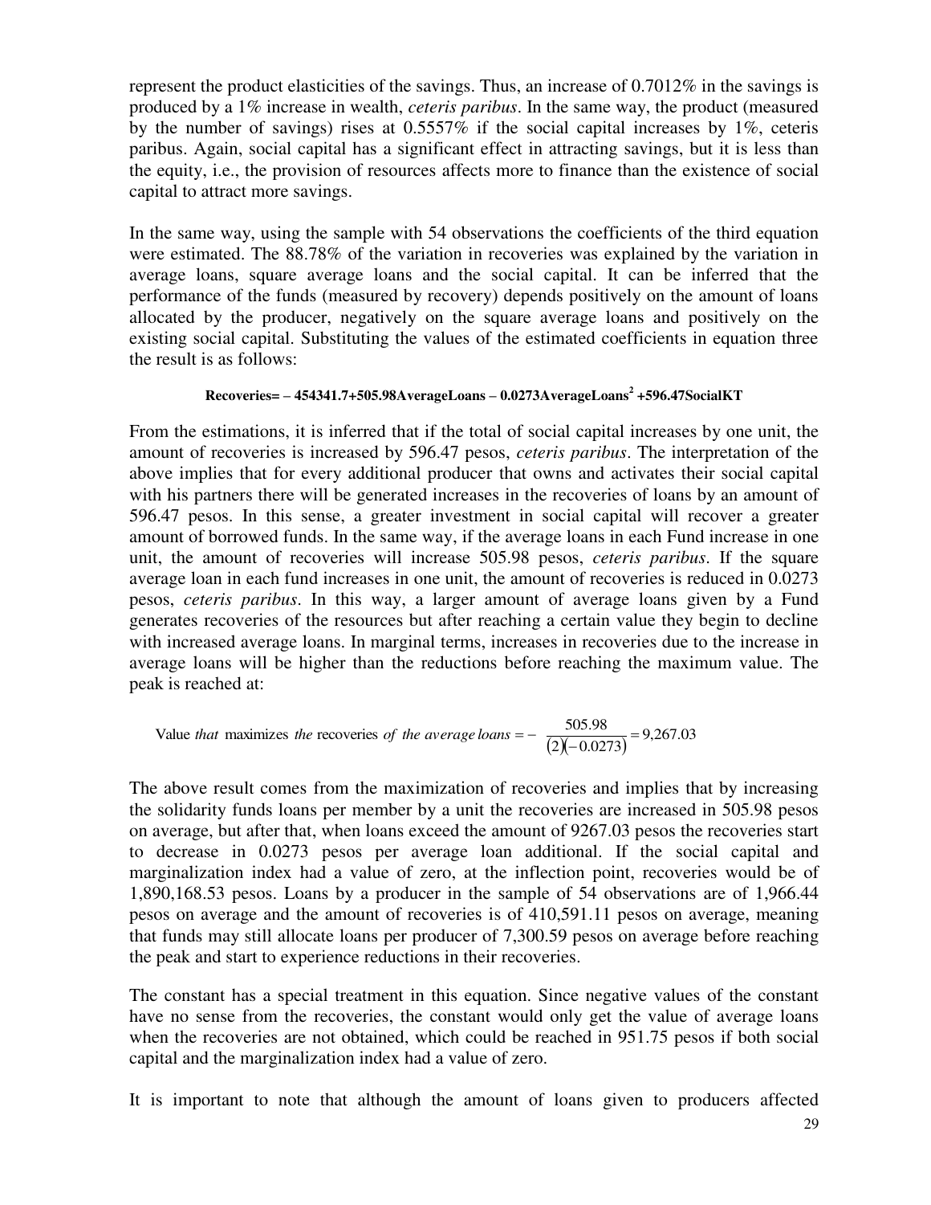represent the product elasticities of the savings. Thus, an increase of 0.7012% in the savings is produced by a 1% increase in wealth, *ceteris paribus*. In the same way, the product (measured by the number of savings) rises at 0.5557% if the social capital increases by 1%, ceteris paribus. Again, social capital has a significant effect in attracting savings, but it is less than the equity, i.e., the provision of resources affects more to finance than the existence of social capital to attract more savings.

In the same way, using the sample with 54 observations the coefficients of the third equation were estimated. The 88.78% of the variation in recoveries was explained by the variation in average loans, square average loans and the social capital. It can be inferred that the performance of the funds (measured by recovery) depends positively on the amount of loans allocated by the producer, negatively on the square average loans and positively on the existing social capital. Substituting the values of the estimated coefficients in equation three the result is as follows:

$$\textbf{Recoveries} = -454341.7 + 505.98\,\textbf{AverageLoans} - 0.0273\,\textbf{AverageLoans}^2 + 596.47\,\textbf{SocialKT}$$

From the estimations, it is inferred that if the total of social capital increases by one unit, the amount of recoveries is increased by 596.47 pesos, *ceteris paribus*. The interpretation of the above implies that for every additional producer that owns and activates their social capital with his partners there will be generated increases in the recoveries of loans by an amount of 596.47 pesos. In this sense, a greater investment in social capital will recover a greater amount of borrowed funds. In the same way, if the average loans in each Fund increase in one unit, the amount of recoveries will increase 505.98 pesos, *ceteris paribus*. If the square average loan in each fund increases in one unit, the amount of recoveries is reduced in 0.0273 pesos, *ceteris paribus*. In this way, a larger amount of average loans given by a Fund generates recoveries of the resources but after reaching a certain value they begin to decline with increased average loans. In marginal terms, increases in recoveries due to the increase in average loans will be higher than the reductions before reaching the maximum value. The peak is reached at:

$$\text{Value } \textit{that} \text{ maximizes } \textit{the} \text{ recoveries } \textit{of the average loans} = -\frac{505.98}{(2)(-0.0273)} = 9{,}267.03$$

The above result comes from the maximization of recoveries and implies that by increasing the solidarity funds loans per member by a unit the recoveries are increased in 505.98 pesos on average, but after that, when loans exceed the amount of 9267.03 pesos the recoveries start to decrease in 0.0273 pesos per average loan additional. If the social capital and marginalization index had a value of zero, at the inflection point, recoveries would be of 1,890,168.53 pesos. Loans by a producer in the sample of 54 observations are of 1,966.44 pesos on average and the amount of recoveries is of 410,591.11 pesos on average, meaning that funds may still allocate loans per producer of 7,300.59 pesos on average before reaching the peak and start to experience reductions in their recoveries.

The constant has a special treatment in this equation. Since negative values of the constant have no sense from the recoveries, the constant would only get the value of average loans when the recoveries are not obtained, which could be reached in 951.75 pesos if both social capital and the marginalization index had a value of zero.

It is important to note that although the amount of loans given to producers affected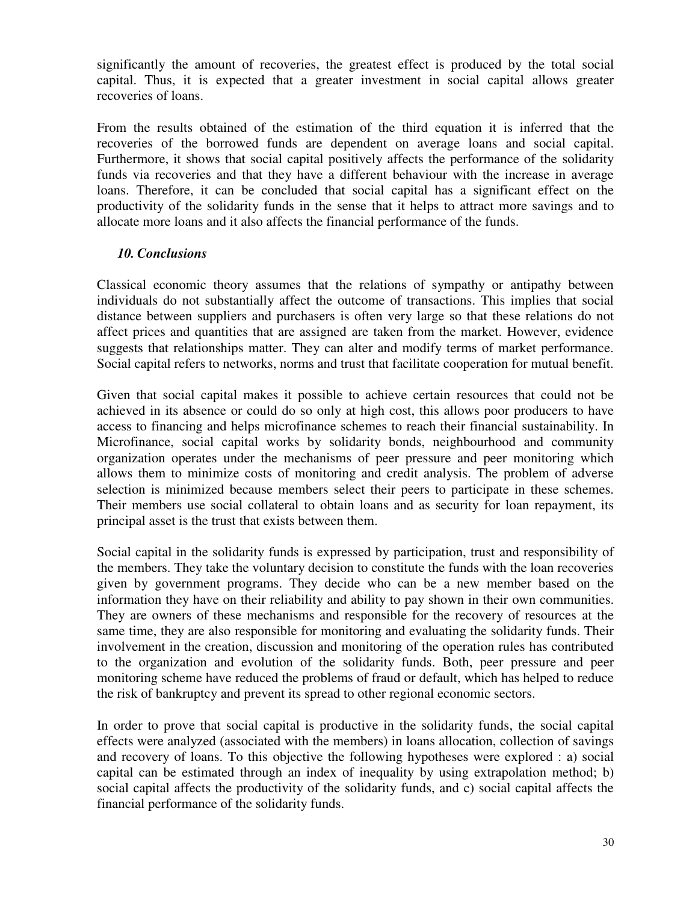significantly the amount of recoveries, the greatest effect is produced by the total social capital. Thus, it is expected that a greater investment in social capital allows greater recoveries of loans.

From the results obtained of the estimation of the third equation it is inferred that the recoveries of the borrowed funds are dependent on average loans and social capital. Furthermore, it shows that social capital positively affects the performance of the solidarity funds via recoveries and that they have a different behaviour with the increase in average loans. Therefore, it can be concluded that social capital has a significant effect on the productivity of the solidarity funds in the sense that it helps to attract more savings and to allocate more loans and it also affects the financial performance of the funds.

### *10. Conclusions*

Classical economic theory assumes that the relations of sympathy or antipathy between individuals do not substantially affect the outcome of transactions. This implies that social distance between suppliers and purchasers is often very large so that these relations do not affect prices and quantities that are assigned are taken from the market. However, evidence suggests that relationships matter. They can alter and modify terms of market performance. Social capital refers to networks, norms and trust that facilitate cooperation for mutual benefit.

Given that social capital makes it possible to achieve certain resources that could not be achieved in its absence or could do so only at high cost, this allows poor producers to have access to financing and helps microfinance schemes to reach their financial sustainability. In Microfinance, social capital works by solidarity bonds, neighbourhood and community organization operates under the mechanisms of peer pressure and peer monitoring which allows them to minimize costs of monitoring and credit analysis. The problem of adverse selection is minimized because members select their peers to participate in these schemes. Their members use social collateral to obtain loans and as security for loan repayment, its principal asset is the trust that exists between them.

Social capital in the solidarity funds is expressed by participation, trust and responsibility of the members. They take the voluntary decision to constitute the funds with the loan recoveries given by government programs. They decide who can be a new member based on the information they have on their reliability and ability to pay shown in their own communities. They are owners of these mechanisms and responsible for the recovery of resources at the same time, they are also responsible for monitoring and evaluating the solidarity funds. Their involvement in the creation, discussion and monitoring of the operation rules has contributed to the organization and evolution of the solidarity funds. Both, peer pressure and peer monitoring scheme have reduced the problems of fraud or default, which has helped to reduce the risk of bankruptcy and prevent its spread to other regional economic sectors.

In order to prove that social capital is productive in the solidarity funds, the social capital effects were analyzed (associated with the members) in loans allocation, collection of savings and recovery of loans. To this objective the following hypotheses were explored : a) social capital can be estimated through an index of inequality by using extrapolation method; b) social capital affects the productivity of the solidarity funds, and c) social capital affects the financial performance of the solidarity funds.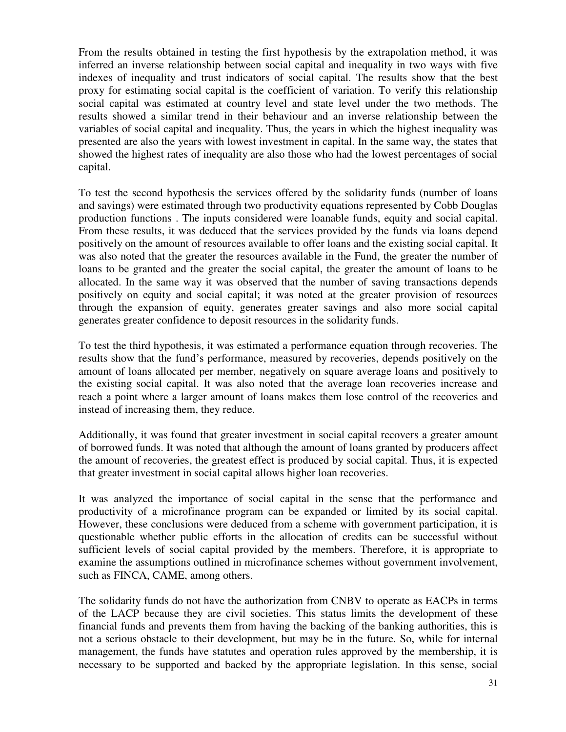From the results obtained in testing the first hypothesis by the extrapolation method, it was inferred an inverse relationship between social capital and inequality in two ways with five indexes of inequality and trust indicators of social capital. The results show that the best proxy for estimating social capital is the coefficient of variation. To verify this relationship social capital was estimated at country level and state level under the two methods. The results showed a similar trend in their behaviour and an inverse relationship between the variables of social capital and inequality. Thus, the years in which the highest inequality was presented are also the years with lowest investment in capital. In the same way, the states that showed the highest rates of inequality are also those who had the lowest percentages of social capital.

To test the second hypothesis the services offered by the solidarity funds (number of loans and savings) were estimated through two productivity equations represented by Cobb Douglas production functions . The inputs considered were loanable funds, equity and social capital. From these results, it was deduced that the services provided by the funds via loans depend positively on the amount of resources available to offer loans and the existing social capital. It was also noted that the greater the resources available in the Fund, the greater the number of loans to be granted and the greater the social capital, the greater the amount of loans to be allocated. In the same way it was observed that the number of saving transactions depends positively on equity and social capital; it was noted at the greater provision of resources through the expansion of equity, generates greater savings and also more social capital generates greater confidence to deposit resources in the solidarity funds.

To test the third hypothesis, it was estimated a performance equation through recoveries. The results show that the fund's performance, measured by recoveries, depends positively on the amount of loans allocated per member, negatively on square average loans and positively to the existing social capital. It was also noted that the average loan recoveries increase and reach a point where a larger amount of loans makes them lose control of the recoveries and instead of increasing them, they reduce.

Additionally, it was found that greater investment in social capital recovers a greater amount of borrowed funds. It was noted that although the amount of loans granted by producers affect the amount of recoveries, the greatest effect is produced by social capital. Thus, it is expected that greater investment in social capital allows higher loan recoveries.

It was analyzed the importance of social capital in the sense that the performance and productivity of a microfinance program can be expanded or limited by its social capital. However, these conclusions were deduced from a scheme with government participation, it is questionable whether public efforts in the allocation of credits can be successful without sufficient levels of social capital provided by the members. Therefore, it is appropriate to examine the assumptions outlined in microfinance schemes without government involvement, such as FINCA, CAME, among others.

The solidarity funds do not have the authorization from CNBV to operate as EACPs in terms of the LACP because they are civil societies. This status limits the development of these financial funds and prevents them from having the backing of the banking authorities, this is not a serious obstacle to their development, but may be in the future. So, while for internal management, the funds have statutes and operation rules approved by the membership, it is necessary to be supported and backed by the appropriate legislation. In this sense, social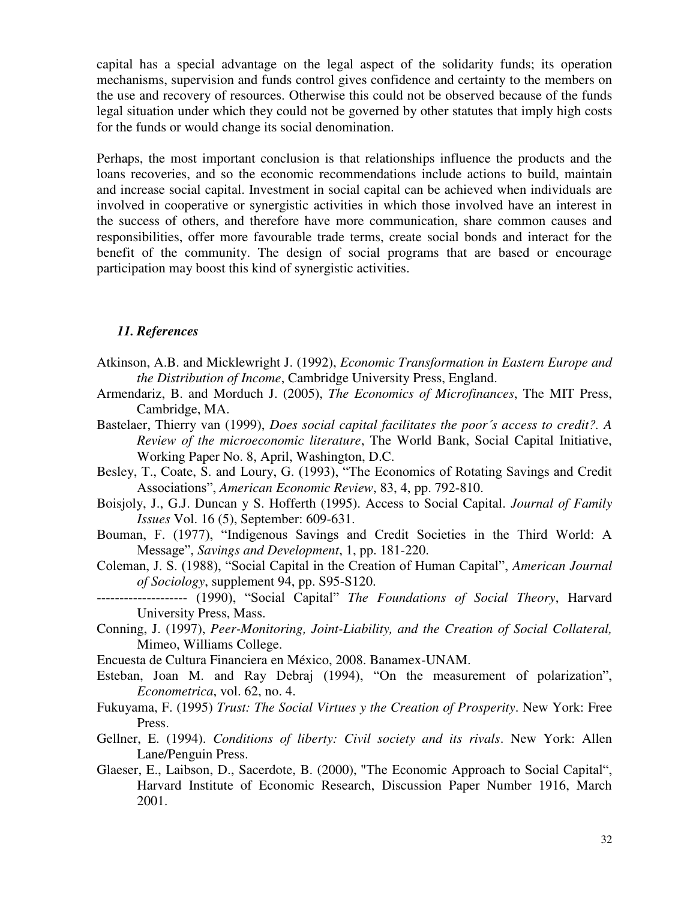capital has a special advantage on the legal aspect of the solidarity funds; its operation mechanisms, supervision and funds control gives confidence and certainty to the members on the use and recovery of resources. Otherwise this could not be observed because of the funds legal situation under which they could not be governed by other statutes that imply high costs for the funds or would change its social denomination.

Perhaps, the most important conclusion is that relationships influence the products and the loans recoveries, and so the economic recommendations include actions to build, maintain and increase social capital. Investment in social capital can be achieved when individuals are involved in cooperative or synergistic activities in which those involved have an interest in the success of others, and therefore have more communication, share common causes and responsibilities, offer more favourable trade terms, create social bonds and interact for the benefit of the community. The design of social programs that are based or encourage participation may boost this kind of synergistic activities.

### *11. References*

Atkinson, A.B. and Micklewright J. (1992), *Economic Transformation in Eastern Europe and the Distribution of Income*, Cambridge University Press, England.

Armendariz, B. and Morduch J. (2005), *The Economics of Microfinances*, The MIT Press, Cambridge, MA.

Bastelaer, Thierry van (1999), *Does social capital facilitates the poor´s access to credit?. A Review of the microeconomic literature*, The World Bank, Social Capital Initiative, Working Paper No. 8, April, Washington, D.C.

Besley, T., Coate, S. and Loury, G. (1993), "The Economics of Rotating Savings and Credit Associations", *American Economic Review*, 83, 4, pp. 792-810.

Boisjoly, J., G.J. Duncan y S. Hofferth (1995). Access to Social Capital. *Journal of Family Issues* Vol. 16 (5), September: 609-631.

Bouman, F. (1977), "Indigenous Savings and Credit Societies in the Third World: A Message", *Savings and Development*, 1, pp. 181-220.

Coleman, J. S. (1988), "Social Capital in the Creation of Human Capital", *American Journal of Sociology*, supplement 94, pp. S95-S120.

-------------------- (1990), "Social Capital" *The Foundations of Social Theory*, Harvard University Press, Mass.

Conning, J. (1997), *Peer-Monitoring, Joint-Liability, and the Creation of Social Collateral,* Mimeo, Williams College.

Encuesta de Cultura Financiera en México, 2008. Banamex-UNAM.

Esteban, Joan M. and Ray Debraj (1994), "On the measurement of polarization", *Econometrica*, vol. 62, no. 4.

Fukuyama, F. (1995) *Trust: The Social Virtues y the Creation of Prosperity*. New York: Free Press.

Gellner, E. (1994). *Conditions of liberty: Civil society and its rivals*. New York: Allen Lane/Penguin Press.

Glaeser, E., Laibson, D., Sacerdote, B. (2000), "The Economic Approach to Social Capital", Harvard Institute of Economic Research, Discussion Paper Number 1916, March 2001.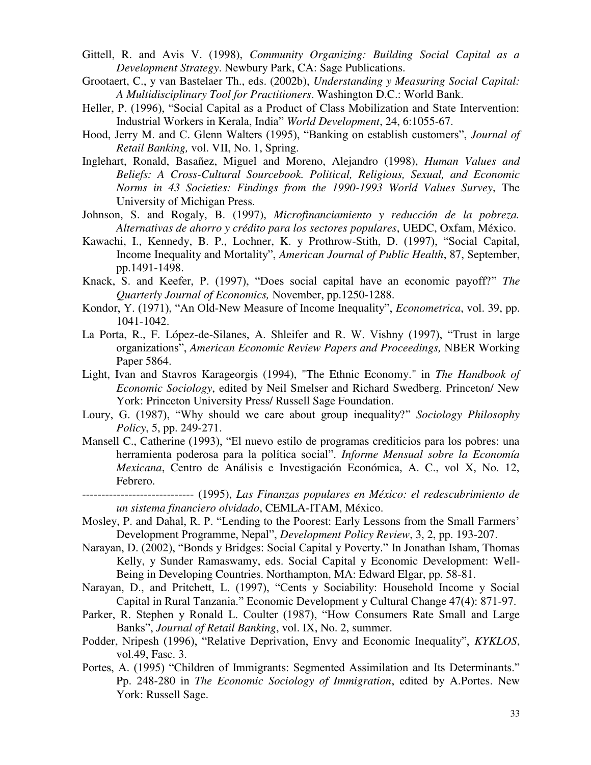Gittell, R. and Avis V. (1998), *Community Organizing: Building Social Capital as a Development Strategy*. Newbury Park, CA: Sage Publications.

Grootaert, C., y van Bastelaer Th., eds. (2002b), *Understanding y Measuring Social Capital: A Multidisciplinary Tool for Practitioners*. Washington D.C.: World Bank.

Heller, P. (1996), "Social Capital as a Product of Class Mobilization and State Intervention: Industrial Workers in Kerala, India" *World Development*, 24, 6:1055-67.

Hood, Jerry M. and C. Glenn Walters (1995), "Banking on establish customers", *Journal of Retail Banking,* vol. VII, No. 1, Spring.

Inglehart, Ronald, Basañez, Miguel and Moreno, Alejandro (1998), *Human Values and Beliefs: A Cross-Cultural Sourcebook. Political, Religious, Sexual, and Economic Norms in 43 Societies: Findings from the 1990-1993 World Values Survey*, The University of Michigan Press.

Johnson, S. and Rogaly, B. (1997), *Microfinanciamiento y reducción de la pobreza. Alternativas de ahorro y crédito para los sectores populares*, UEDC, Oxfam, México.

Kawachi, I., Kennedy, B. P., Lochner, K. y Prothrow-Stith, D. (1997), "Social Capital, Income Inequality and Mortality", *American Journal of Public Health*, 87, September, pp.1491-1498.

Knack, S. and Keefer, P. (1997), "Does social capital have an economic payoff?" *The Quarterly Journal of Economics,* November, pp.1250-1288.

Kondor, Y. (1971), "An Old-New Measure of Income Inequality", *Econometrica*, vol. 39, pp. 1041-1042.

La Porta, R., F. López-de-Silanes, A. Shleifer and R. W. Vishny (1997), "Trust in large organizations", *American Economic Review Papers and Proceedings,* NBER Working Paper 5864.

Light, Ivan and Stavros Karageorgis (1994), "The Ethnic Economy." in *The Handbook of Economic Sociology*, edited by Neil Smelser and Richard Swedberg. Princeton/ New York: Princeton University Press/ Russell Sage Foundation.

Loury, G. (1987), "Why should we care about group inequality?" *Sociology Philosophy Policy*, 5, pp. 249-271.

Mansell C., Catherine (1993), "El nuevo estilo de programas crediticios para los pobres: una herramienta poderosa para la política social". *Informe Mensual sobre la Economía Mexicana*, Centro de Análisis e Investigación Económica, A. C., vol X, No. 12, Febrero.

---------------------------- (1995), *Las Finanzas populares en México: el redescubrimiento de un sistema financiero olvidado*, CEMLA-ITAM, México.

Mosley, P. and Dahal, R. P. "Lending to the Poorest: Early Lessons from the Small Farmers' Development Programme, Nepal", *Development Policy Review*, 3, 2, pp. 193-207.

Narayan, D. (2002), "Bonds y Bridges: Social Capital y Poverty." In Jonathan Isham, Thomas Kelly, y Sunder Ramaswamy, eds. Social Capital y Economic Development: Well-Being in Developing Countries. Northampton, MA: Edward Elgar, pp. 58-81.

Narayan, D., and Pritchett, L. (1997), "Cents y Sociability: Household Income y Social Capital in Rural Tanzania." Economic Development y Cultural Change 47(4): 871-97.

Parker, R. Stephen y Ronald L. Coulter (1987), "How Consumers Rate Small and Large Banks", *Journal of Retail Banking*, vol. IX, No. 2, summer.

Podder, Nripesh (1996), "Relative Deprivation, Envy and Economic Inequality", *KYKLOS*, vol.49, Fasc. 3.

Portes, A. (1995) "Children of Immigrants: Segmented Assimilation and Its Determinants." Pp. 248-280 in *The Economic Sociology of Immigration*, edited by A.Portes. New York: Russell Sage.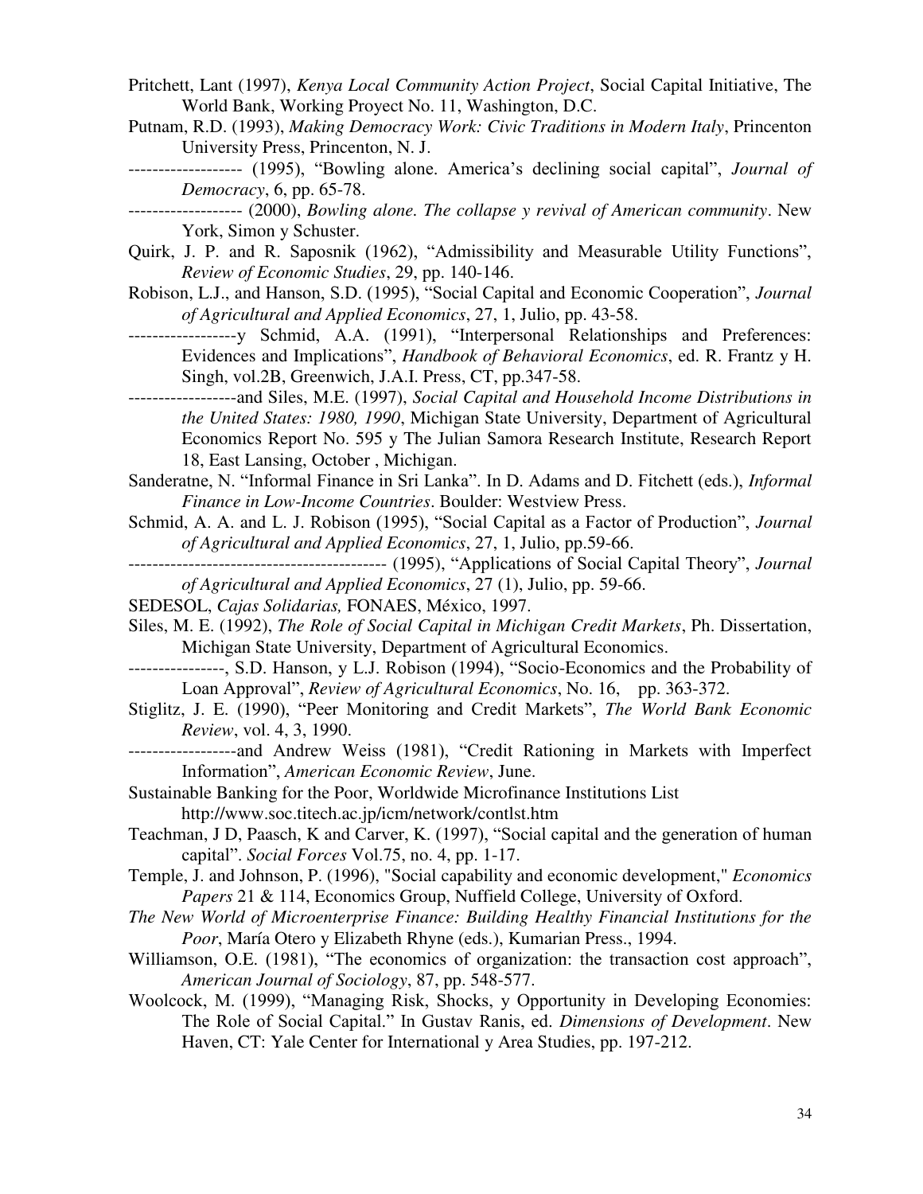Pritchett, Lant (1997), *Kenya Local Community Action Project*, Social Capital Initiative, The World Bank, Working Proyect No. 11, Washington, D.C.

Putnam, R.D. (1993), *Making Democracy Work: Civic Traditions in Modern Italy*, Princenton University Press, Princenton, N. J.

------------------- (1995), "Bowling alone. America's declining social capital", *Journal of Democracy*, 6, pp. 65-78.

------------------- (2000), *Bowling alone. The collapse y revival of American community*. New York, Simon y Schuster.

Quirk, J. P. and R. Saposnik (1962), "Admissibility and Measurable Utility Functions", *Review of Economic Studies*, 29, pp. 140-146.

Robison, L.J., and Hanson, S.D. (1995), "Social Capital and Economic Cooperation", *Journal of Agricultural and Applied Economics*, 27, 1, Julio, pp. 43-58.

------------------y Schmid, A.A. (1991), "Interpersonal Relationships and Preferences: Evidences and Implications", *Handbook of Behavioral Economics*, ed. R. Frantz y H. Singh, vol.2B, Greenwich, J.A.I. Press, CT, pp.347-58.

------------------and Siles, M.E. (1997), *Social Capital and Household Income Distributions in the United States: 1980, 1990*, Michigan State University, Department of Agricultural Economics Report No. 595 y The Julian Samora Research Institute, Research Report 18, East Lansing, October , Michigan.

Sanderatne, N. "Informal Finance in Sri Lanka". In D. Adams and D. Fitchett (eds.), *Informal Finance in Low-Income Countries*. Boulder: Westview Press.

Schmid, A. A. and L. J. Robison (1995), "Social Capital as a Factor of Production", *Journal of Agricultural and Applied Economics*, 27, 1, Julio, pp.59-66.

------------------------------------------- (1995), "Applications of Social Capital Theory", *Journal of Agricultural and Applied Economics*, 27 (1), Julio, pp. 59-66.

SEDESOL, *Cajas Solidarias,* FONAES, México, 1997.

Siles, M. E. (1992), *The Role of Social Capital in Michigan Credit Markets*, Ph. Dissertation, Michigan State University, Department of Agricultural Economics.

----------------, S.D. Hanson, y L.J. Robison (1994), "Socio-Economics and the Probability of Loan Approval", *Review of Agricultural Economics*, No. 16, pp. 363-372.

Stiglitz, J. E. (1990), "Peer Monitoring and Credit Markets", *The World Bank Economic Review*, vol. 4, 3, 1990.

------------------and Andrew Weiss (1981), "Credit Rationing in Markets with Imperfect Information", *American Economic Review*, June.

Sustainable Banking for the Poor, Worldwide Microfinance Institutions List http://www.soc.titech.ac.jp/icm/network/contlst.htm

Teachman, J D, Paasch, K and Carver, K. (1997), "Social capital and the generation of human capital". *Social Forces* Vol.75, no. 4, pp. 1-17.

Temple, J. and Johnson, P. (1996), "Social capability and economic development," *Economics Papers* 21 & 114, Economics Group, Nuffield College, University of Oxford.

*The New World of Microenterprise Finance: Building Healthy Financial Institutions for the Poor*, María Otero y Elizabeth Rhyne (eds.), Kumarian Press., 1994.

Williamson, O.E. (1981), "The economics of organization: the transaction cost approach", *American Journal of Sociology*, 87, pp. 548-577.

Woolcock, M. (1999), "Managing Risk, Shocks, y Opportunity in Developing Economies: The Role of Social Capital." In Gustav Ranis, ed. *Dimensions of Development*. New Haven, CT: Yale Center for International y Area Studies, pp. 197-212.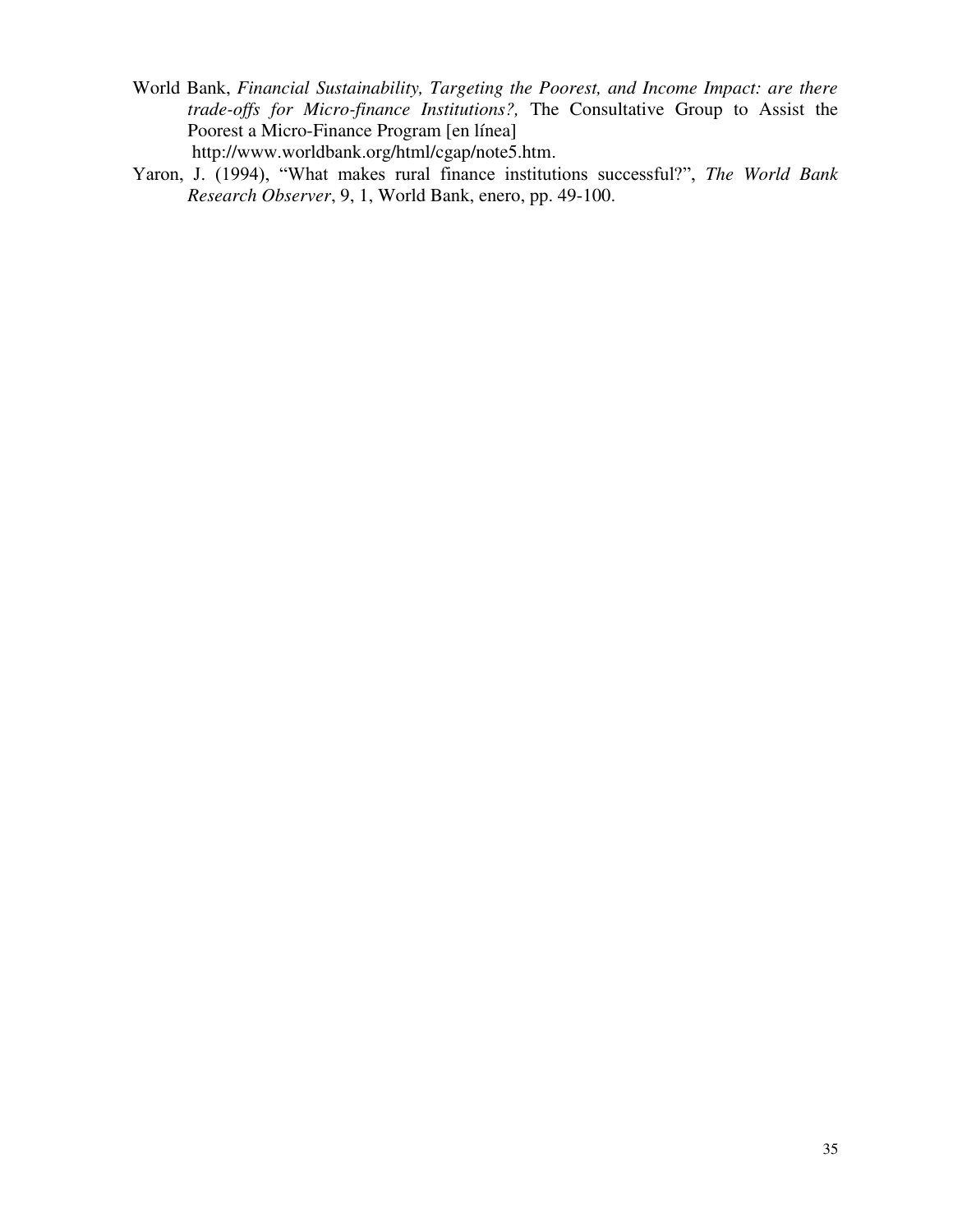World Bank, *Financial Sustainability, Targeting the Poorest, and Income Impact: are there trade-offs for Micro-finance Institutions?,* The Consultative Group to Assist the Poorest a Micro-Finance Program [en línea] http://www.worldbank.org/html/cgap/note5.htm.

Yaron, J. (1994), "What makes rural finance institutions successful?", *The World Bank Research Observer*, 9, 1, World Bank, enero, pp. 49-100.